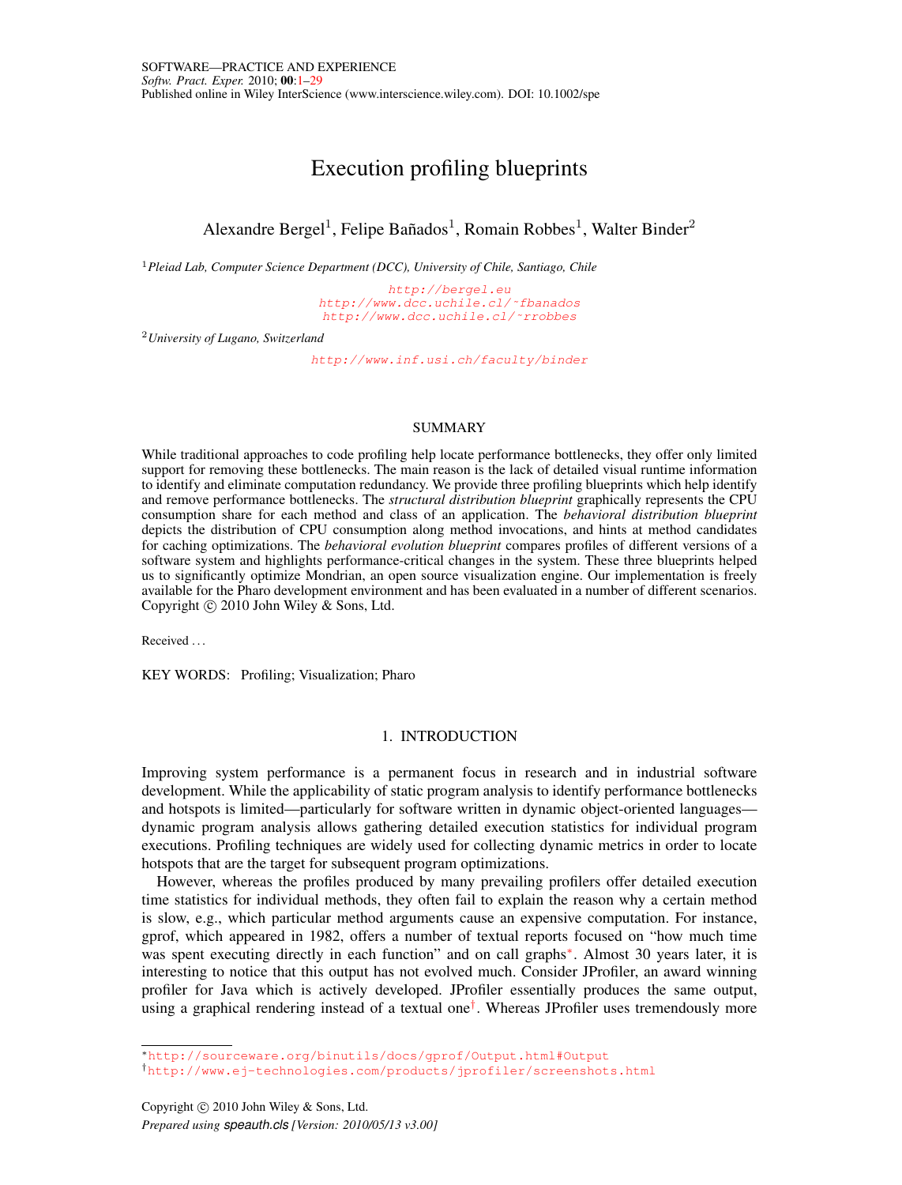# Execution profiling blueprints

Alexandre Bergel[1], Felipe Bañados[1], Romain Robbes[1], Walter Binder[2]

[1] *Pleiad Lab, Computer Science Department (DCC), University of Chile, Santiago, Chile*

http://bergel.eu
http://www.dcc.uchile.cl/~fbanados
http://www.dcc.uchile.cl/~rrobbes

[2] *University of Lugano, Switzerland*

http://www.inf.usi.ch/faculty/binder

## SUMMARY

While traditional approaches to code profiling help locate performance bottlenecks, they offer only limited support for removing these bottlenecks. The main reason is the lack of detailed visual runtime information to identify and eliminate computation redundancy. We provide three profiling blueprints which help identify and remove performance bottlenecks. The *structural distribution blueprint* graphically represents the CPU consumption share for each method and class of an application. The *behavioral distribution blueprint* depicts the distribution of CPU consumption along method invocations, and hints at method candidates for caching optimizations. The *behavioral evolution blueprint* compares profiles of different versions of a software system and highlights performance-critical changes in the system. These three blueprints helped us to significantly optimize Mondrian, an open source visualization engine. Our implementation is freely available for the Pharo development environment and has been evaluated in a number of different scenarios. Copyright © 2010 John Wiley & Sons, Ltd.

Received ...

KEY WORDS: Profiling; Visualization; Pharo

## 1. INTRODUCTION

Improving system performance is a permanent focus in research and in industrial software development. While the applicability of static program analysis to identify performance bottlenecks and hotspots is limited—particularly for software written in dynamic object-oriented languages—dynamic program analysis allows gathering detailed execution statistics for individual program executions. Profiling techniques are widely used for collecting dynamic metrics in order to locate hotspots that are the target for subsequent program optimizations.

However, whereas the profiles produced by many prevailing profilers offer detailed execution time statistics for individual methods, they often fail to explain the reason why a certain method is slow, e.g., which particular method arguments cause an expensive computation. For instance, gprof, which appeared in 1982, offers a number of textual reports focused on "how much time was spent executing directly in each function" and on call graphs*. Almost 30 years later, it is interesting to notice that this output has not evolved much. Consider JProfiler, an award winning profiler for Java which is actively developed. JProfiler essentially produces the same output, using a graphical rendering instead of a textual one†. Whereas JProfiler uses tremendously more

*http://sourceware.org/binutils/docs/gprof/Output.html#Output

†http://www.ej-technologies.com/products/jprofiler/screenshots.html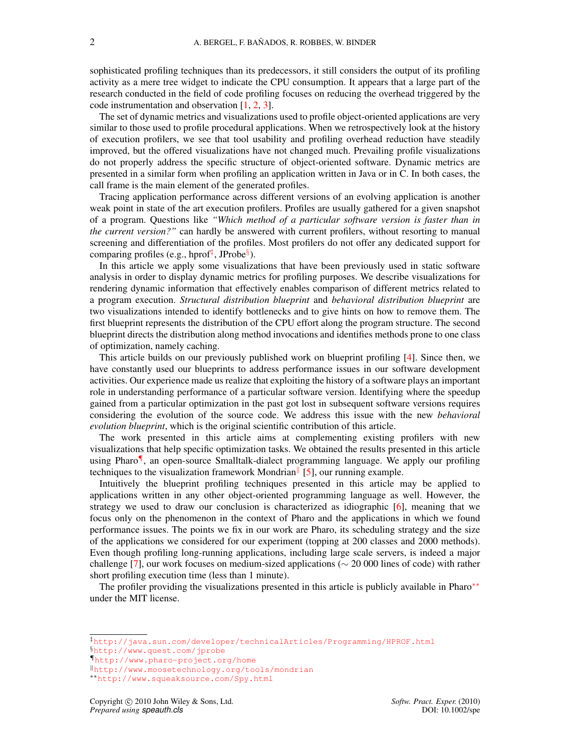sophisticated profiling techniques than its predecessors, it still considers the output of its profiling activity as a mere tree widget to indicate the CPU consumption. It appears that a large part of the research conducted in the field of code profiling focuses on reducing the overhead triggered by the code instrumentation and observation [1, 2, 3].

The set of dynamic metrics and visualizations used to profile object-oriented applications are very similar to those used to profile procedural applications. When we retrospectively look at the history of execution profilers, we see that tool usability and profiling overhead reduction have steadily improved, but the offered visualizations have not changed much. Prevailing profile visualizations do not properly address the specific structure of object-oriented software. Dynamic metrics are presented in a similar form when profiling an application written in Java or in C. In both cases, the call frame is the main element of the generated profiles.

Tracing application performance across different versions of an evolving application is another weak point in state of the art execution profilers. Profiles are usually gathered for a given snapshot of a program. Questions like *"Which method of a particular software version is faster than in the current version?"* can hardly be answered with current profilers, without resorting to manual screening and differentiation of the profiles. Most profilers do not offer any dedicated support for comparing profiles (e.g., hprof[‡], JProbe[§]).

In this article we apply some visualizations that have been previously used in static software analysis in order to display dynamic metrics for profiling purposes. We describe visualizations for rendering dynamic information that effectively enables comparison of different metrics related to a program execution. *Structural distribution blueprint* and *behavioral distribution blueprint* are two visualizations intended to identify bottlenecks and to give hints on how to remove them. The first blueprint represents the distribution of the CPU effort along the program structure. The second blueprint directs the distribution along method invocations and identifies methods prone to one class of optimization, namely caching.

This article builds on our previously published work on blueprint profiling [4]. Since then, we have constantly used our blueprints to address performance issues in our software development activities. Our experience made us realize that exploiting the history of a software plays an important role in understanding performance of a particular software version. Identifying where the speedup gained from a particular optimization in the past got lost in subsequent software versions requires considering the evolution of the source code. We address this issue with the new *behavioral evolution blueprint*, which is the original scientific contribution of this article.

The work presented in this article aims at complementing existing profilers with new visualizations that help specific optimization tasks. We obtained the results presented in this article using Pharo[¶], an open-source Smalltalk-dialect programming language. We apply our profiling techniques to the visualization framework Mondrian[‖] [5], our running example.

Intuitively the blueprint profiling techniques presented in this article may be applied to applications written in any other object-oriented programming language as well. However, the strategy we used to draw our conclusion is characterized as idiographic [6], meaning that we focus only on the phenomenon in the context of Pharo and the applications in which we found performance issues. The points we fix in our work are Pharo, its scheduling strategy and the size of the applications we considered for our experiment (topping at 200 classes and 2000 methods). Even though profiling long-running applications, including large scale servers, is indeed a major challenge [7], our work focuses on medium-sized applications ($\sim$ 20 000 lines of code) with rather short profiling execution time (less than 1 minute).

The profiler providing the visualizations presented in this article is publicly available in Pharo[**] under the MIT license.

---

[‡] http://java.sun.com/developer/technicalArticles/Programming/HPROF.html

[§] http://www.quest.com/jprobe

[¶] http://www.pharo-project.org/home

[‖] http://www.moosetechnology.org/tools/mondrian

[**] http://www.squeaksource.com/Spy.html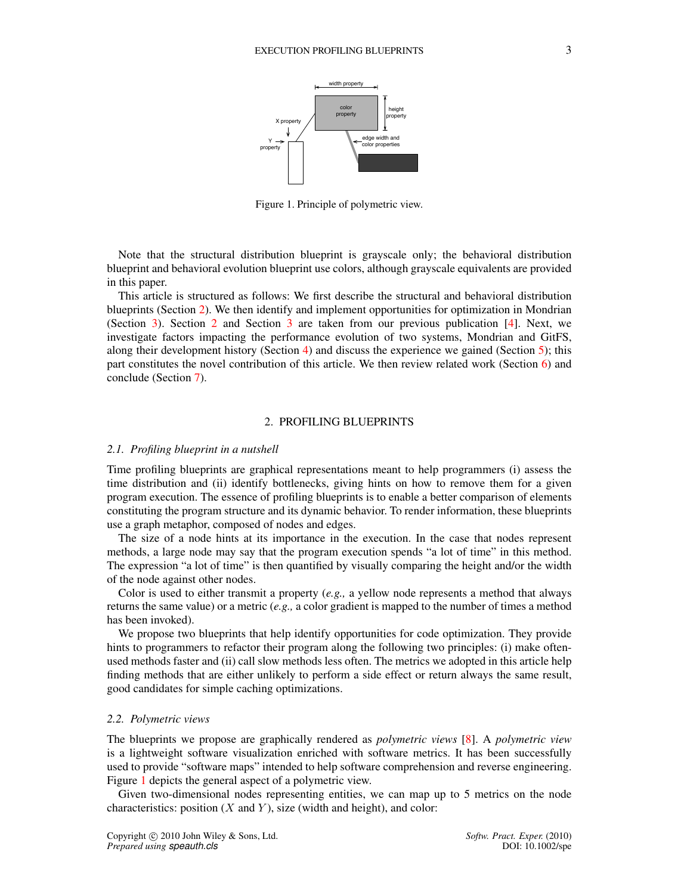Figure 1. Principle of polymetric view.

Note that the structural distribution blueprint is grayscale only; the behavioral distribution blueprint and behavioral evolution blueprint use colors, although grayscale equivalents are provided in this paper.

This article is structured as follows: We first describe the structural and behavioral distribution blueprints (Section 2). We then identify and implement opportunities for optimization in Mondrian (Section 3). Section 2 and Section 3 are taken from our previous publication [4]. Next, we investigate factors impacting the performance evolution of two systems, Mondrian and GitFS, along their development history (Section 4) and discuss the experience we gained (Section 5); this part constitutes the novel contribution of this article. We then review related work (Section 6) and conclude (Section 7).

## 2. PROFILING BLUEPRINTS

### 2.1. *Profiling blueprint in a nutshell*

Time profiling blueprints are graphical representations meant to help programmers (i) assess the time distribution and (ii) identify bottlenecks, giving hints on how to remove them for a given program execution. The essence of profiling blueprints is to enable a better comparison of elements constituting the program structure and its dynamic behavior. To render information, these blueprints use a graph metaphor, composed of nodes and edges.

The size of a node hints at its importance in the execution. In the case that nodes represent methods, a large node may say that the program execution spends "a lot of time" in this method. The expression "a lot of time" is then quantified by visually comparing the height and/or the width of the node against other nodes.

Color is used to either transmit a property (*e.g.,* a yellow node represents a method that always returns the same value) or a metric (*e.g.,* a color gradient is mapped to the number of times a method has been invoked).

We propose two blueprints that help identify opportunities for code optimization. They provide hints to programmers to refactor their program along the following two principles: (i) make often-used methods faster and (ii) call slow methods less often. The metrics we adopted in this article help finding methods that are either unlikely to perform a side effect or return always the same result, good candidates for simple caching optimizations.

### 2.2. *Polymetric views*

The blueprints we propose are graphically rendered as *polymetric views* [8]. A *polymetric view* is a lightweight software visualization enriched with software metrics. It has been successfully used to provide "software maps" intended to help software comprehension and reverse engineering. Figure 1 depicts the general aspect of a polymetric view.

Given two-dimensional nodes representing entities, we can map up to 5 metrics on the node characteristics: position ($X$ and $Y$), size (width and height), and color: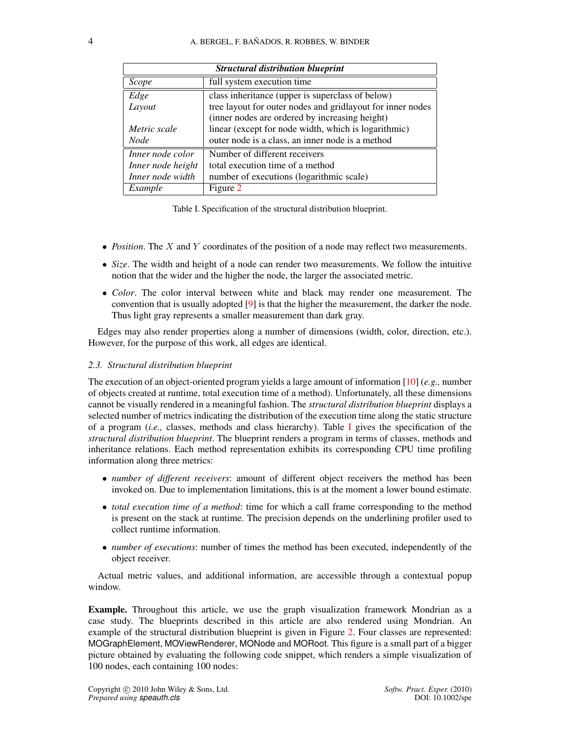| *Structural distribution blueprint* | |
|---|---|
| *Scope* | full system execution time |
| *Edge* | class inheritance (upper is superclass of below) |
| *Layout* | tree layout for outer nodes and gridlayout for inner nodes (inner nodes are ordered by increasing height) |
| *Metric scale* | linear (except for node width, which is logarithmic) |
| *Node* | outer node is a class, an inner node is a method |
| *Inner node color* | Number of different receivers |
| *Inner node height* | total execution time of a method |
| *Inner node width* | number of executions (logarithmic scale) |
| *Example* | Figure 2 |

Table I. Specification of the structural distribution blueprint.

- *Position*. The $X$ and $Y$ coordinates of the position of a node may reflect two measurements.
- *Size*. The width and height of a node can render two measurements. We follow the intuitive notion that the wider and the higher the node, the larger the associated metric.
- *Color*. The color interval between white and black may render one measurement. The convention that is usually adopted [9] is that the higher the measurement, the darker the node. Thus light gray represents a smaller measurement than dark gray.

Edges may also render properties along a number of dimensions (width, color, direction, etc.). However, for the purpose of this work, all edges are identical.

### 2.3. Structural distribution blueprint

The execution of an object-oriented program yields a large amount of information [10] (*e.g.,* number of objects created at runtime, total execution time of a method). Unfortunately, all these dimensions cannot be visually rendered in a meaningful fashion. The *structural distribution blueprint* displays a selected number of metrics indicating the distribution of the execution time along the static structure of a program (*i.e.,* classes, methods and class hierarchy). Table I gives the specification of the *structural distribution blueprint*. The blueprint renders a program in terms of classes, methods and inheritance relations. Each method representation exhibits its corresponding CPU time profiling information along three metrics:

- *number of different receivers*: amount of different object receivers the method has been invoked on. Due to implementation limitations, this is at the moment a lower bound estimate.
- *total execution time of a method*: time for which a call frame corresponding to the method is present on the stack at runtime. The precision depends on the underlining profiler used to collect runtime information.
- *number of executions*: number of times the method has been executed, independently of the object receiver.

Actual metric values, and additional information, are accessible through a contextual popup window.

**Example.** Throughout this article, we use the graph visualization framework Mondrian as a case study. The blueprints described in this article are also rendered using Mondrian. An example of the structural distribution blueprint is given in Figure 2. Four classes are represented: MOGraphElement, MOViewRenderer, MONode and MORoot. This figure is a small part of a bigger picture obtained by evaluating the following code snippet, which renders a simple visualization of 100 nodes, each containing 100 nodes: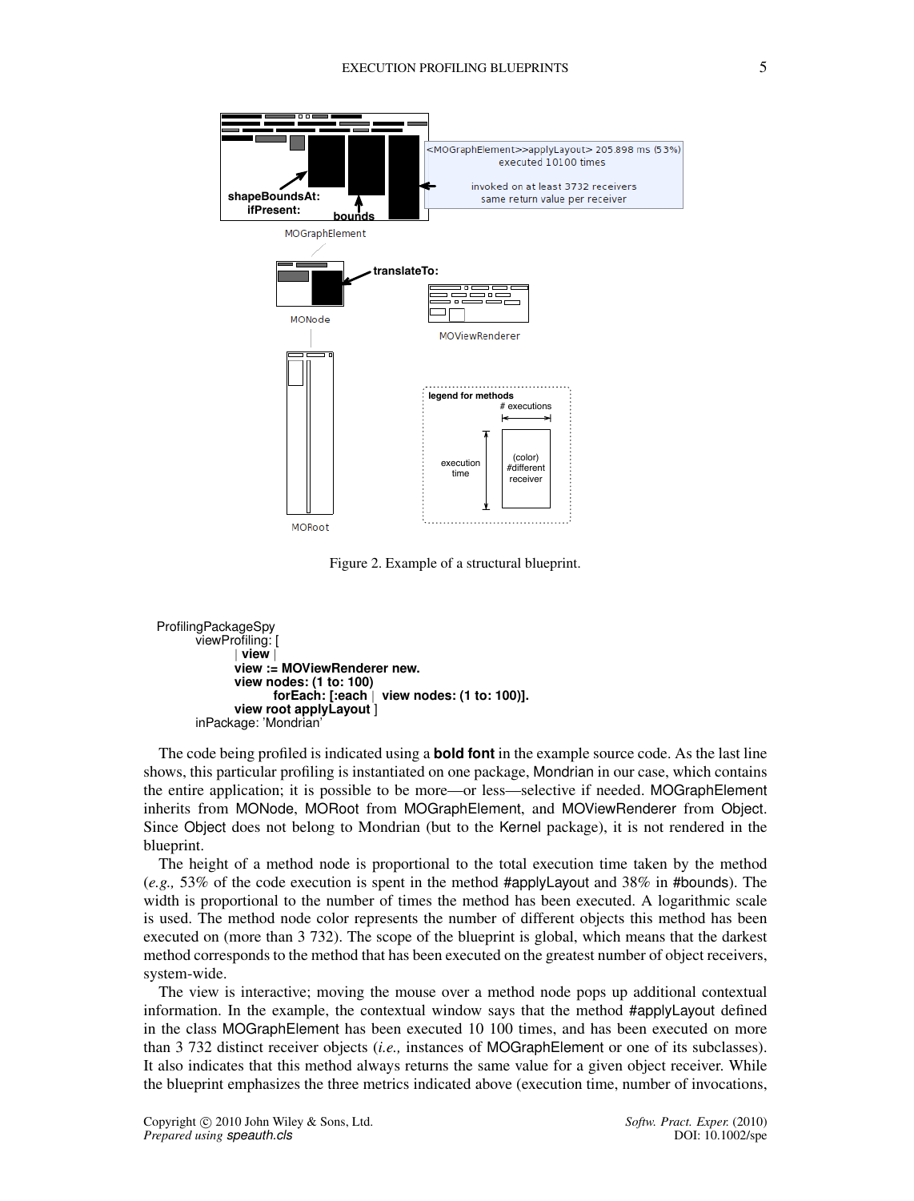Figure 2. Example of a structural blueprint.

```
ProfilingPackageSpy
    viewProfiling: [
        | view |
        view := MOViewRenderer new.
        view nodes: (1 to: 100)
            forEach: [:each | view nodes: (1 to: 100)].
        view root applyLayout ]
    inPackage: 'Mondrian'
```

The code being profiled is indicated using a **bold font** in the example source code. As the last line shows, this particular profiling is instantiated on one package, Mondrian in our case, which contains the entire application; it is possible to be more—or less—selective if needed. MOGraphElement inherits from MONode, MORoot from MOGraphElement, and MOViewRenderer from Object. Since Object does not belong to Mondrian (but to the Kernel package), it is not rendered in the blueprint.

The height of a method node is proportional to the total execution time taken by the method (*e.g.,* 53% of the code execution is spent in the method #applyLayout and 38% in #bounds). The width is proportional to the number of times the method has been executed. A logarithmic scale is used. The method node color represents the number of different objects this method has been executed on (more than 3 732). The scope of the blueprint is global, which means that the darkest method corresponds to the method that has been executed on the greatest number of object receivers, system-wide.

The view is interactive; moving the mouse over a method node pops up additional contextual information. In the example, the contextual window says that the method #applyLayout defined in the class MOGraphElement has been executed 10 100 times, and has been executed on more than 3 732 distinct receiver objects (*i.e.,* instances of MOGraphElement or one of its subclasses). It also indicates that this method always returns the same value for a given object receiver. While the blueprint emphasizes the three metrics indicated above (execution time, number of invocations,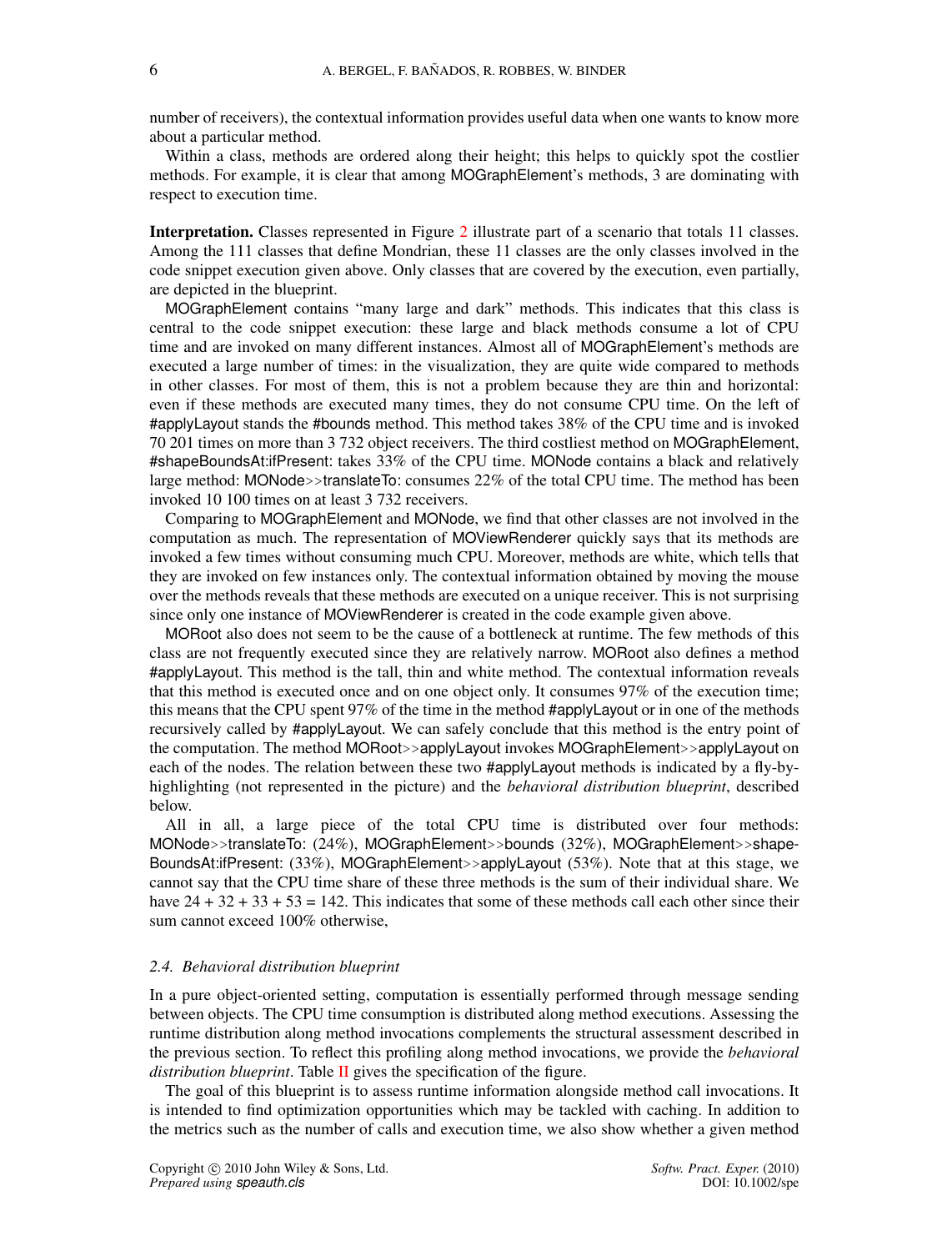number of receivers), the contextual information provides useful data when one wants to know more about a particular method.

Within a class, methods are ordered along their height; this helps to quickly spot the costlier methods. For example, it is clear that among MOGraphElement's methods, 3 are dominating with respect to execution time.

**Interpretation.** Classes represented in Figure 2 illustrate part of a scenario that totals 11 classes. Among the 111 classes that define Mondrian, these 11 classes are the only classes involved in the code snippet execution given above. Only classes that are covered by the execution, even partially, are depicted in the blueprint.

MOGraphElement contains "many large and dark" methods. This indicates that this class is central to the code snippet execution: these large and black methods consume a lot of CPU time and are invoked on many different instances. Almost all of MOGraphElement's methods are executed a large number of times: in the visualization, they are quite wide compared to methods in other classes. For most of them, this is not a problem because they are thin and horizontal: even if these methods are executed many times, they do not consume CPU time. On the left of #applyLayout stands the #bounds method. This method takes 38% of the CPU time and is invoked 70 201 times on more than 3 732 object receivers. The third costliest method on MOGraphElement, #shapeBoundsAt:ifPresent: takes 33% of the CPU time. MONode contains a black and relatively large method: MONode>>translateTo: consumes 22% of the total CPU time. The method has been invoked 10 100 times on at least 3 732 receivers.

Comparing to MOGraphElement and MONode, we find that other classes are not involved in the computation as much. The representation of MOViewRenderer quickly says that its methods are invoked a few times without consuming much CPU. Moreover, methods are white, which tells that they are invoked on few instances only. The contextual information obtained by moving the mouse over the methods reveals that these methods are executed on a unique receiver. This is not surprising since only one instance of MOViewRenderer is created in the code example given above.

MORoot also does not seem to be the cause of a bottleneck at runtime. The few methods of this class are not frequently executed since they are relatively narrow. MORoot also defines a method #applyLayout. This method is the tall, thin and white method. The contextual information reveals that this method is executed once and on one object only. It consumes 97% of the execution time; this means that the CPU spent 97% of the time in the method #applyLayout or in one of the methods recursively called by #applyLayout. We can safely conclude that this method is the entry point of the computation. The method MORoot>>applyLayout invokes MOGraphElement>>applyLayout on each of the nodes. The relation between these two #applyLayout methods is indicated by a fly-by-highlighting (not represented in the picture) and the *behavioral distribution blueprint*, described below.

All in all, a large piece of the total CPU time is distributed over four methods: MONode>>translateTo: (24%), MOGraphElement>>bounds (32%), MOGraphElement>>shapeBoundsAt:ifPresent: (33%), MOGraphElement>>applyLayout (53%). Note that at this stage, we cannot say that the CPU time share of these three methods is the sum of their individual share. We have 24 + 32 + 33 + 53 = 142. This indicates that some of these methods call each other since their sum cannot exceed 100% otherwise,

### *2.4. Behavioral distribution blueprint*

In a pure object-oriented setting, computation is essentially performed through message sending between objects. The CPU time consumption is distributed along method executions. Assessing the runtime distribution along method invocations complements the structural assessment described in the previous section. To reflect this profiling along method invocations, we provide the *behavioral distribution blueprint*. Table II gives the specification of the figure.

The goal of this blueprint is to assess runtime information alongside method call invocations. It is intended to find optimization opportunities which may be tackled with caching. In addition to the metrics such as the number of calls and execution time, we also show whether a given method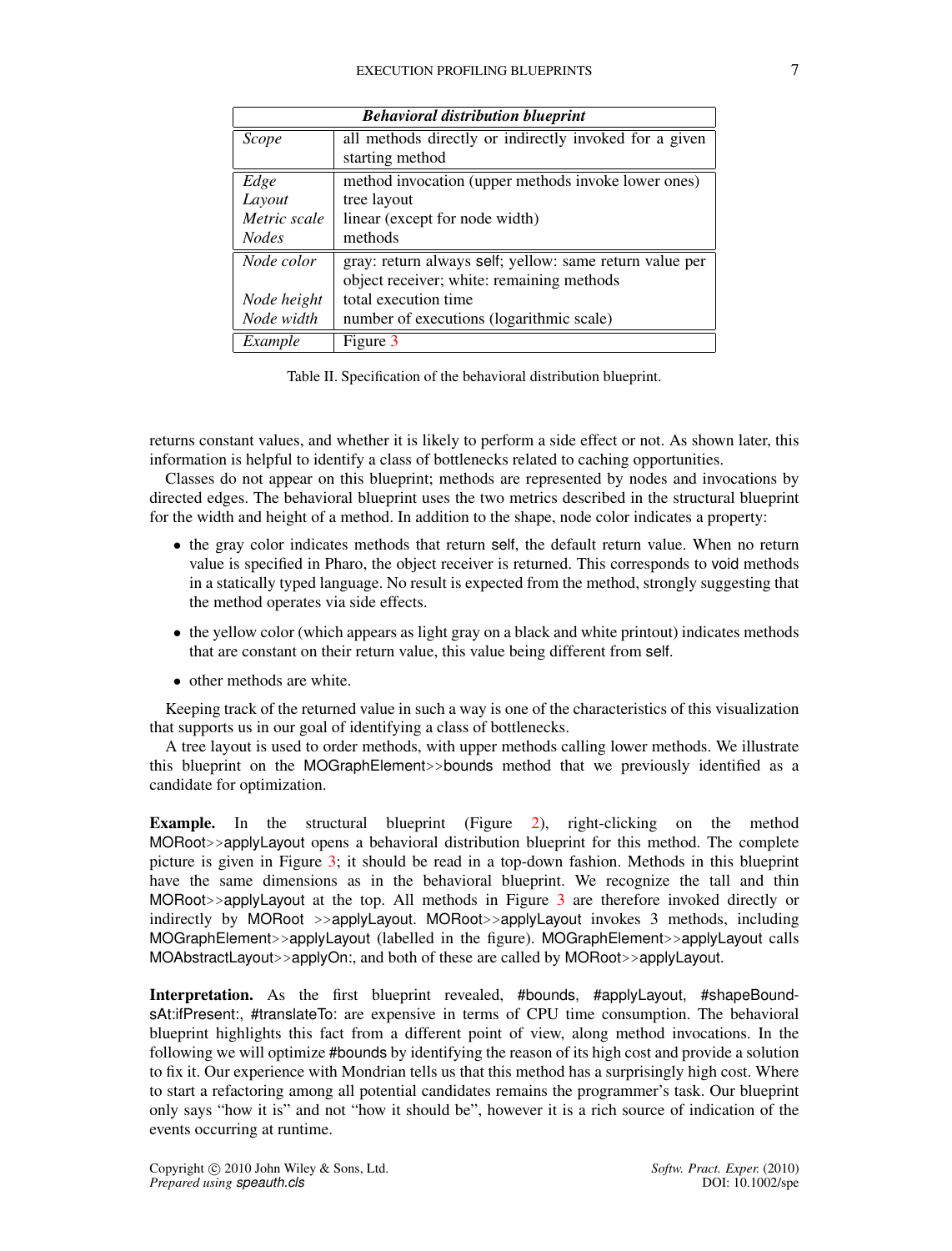| *Behavioral distribution blueprint* | |
|---|---|
| *Scope* | all methods directly or indirectly invoked for a given starting method |
| *Edge* | method invocation (upper methods invoke lower ones) |
| *Layout* | tree layout |
| *Metric scale* | linear (except for node width) |
| *Nodes* | methods |
| *Node color* | gray: return always self; yellow: same return value per object receiver; white: remaining methods |
| *Node height* | total execution time |
| *Node width* | number of executions (logarithmic scale) |
| *Example* | Figure 3 |

Table II. Specification of the behavioral distribution blueprint.

returns constant values, and whether it is likely to perform a side effect or not. As shown later, this information is helpful to identify a class of bottlenecks related to caching opportunities.

Classes do not appear on this blueprint; methods are represented by nodes and invocations by directed edges. The behavioral blueprint uses the two metrics described in the structural blueprint for the width and height of a method. In addition to the shape, node color indicates a property:

- the gray color indicates methods that return self, the default return value. When no return value is specified in Pharo, the object receiver is returned. This corresponds to void methods in a statically typed language. No result is expected from the method, strongly suggesting that the method operates via side effects.
- the yellow color (which appears as light gray on a black and white printout) indicates methods that are constant on their return value, this value being different from self.
- other methods are white.

Keeping track of the returned value in such a way is one of the characteristics of this visualization that supports us in our goal of identifying a class of bottlenecks.

A tree layout is used to order methods, with upper methods calling lower methods. We illustrate this blueprint on the MOGraphElement>>bounds method that we previously identified as a candidate for optimization.

**Example.** In the structural blueprint (Figure 2), right-clicking on the method MORoot>>applyLayout opens a behavioral distribution blueprint for this method. The complete picture is given in Figure 3; it should be read in a top-down fashion. Methods in this blueprint have the same dimensions as in the behavioral blueprint. We recognize the tall and thin MORoot>>applyLayout at the top. All methods in Figure 3 are therefore invoked directly or indirectly by MORoot >>applyLayout. MORoot>>applyLayout invokes 3 methods, including MOGraphElement>>applyLayout (labelled in the figure). MOGraphElement>>applyLayout calls MOAbstractLayout>>applyOn:, and both of these are called by MORoot>>applyLayout.

**Interpretation.** As the first blueprint revealed, #bounds, #applyLayout, #shapeBoundsAt:ifPresent:, #translateTo: are expensive in terms of CPU time consumption. The behavioral blueprint highlights this fact from a different point of view, along method invocations. In the following we will optimize #bounds by identifying the reason of its high cost and provide a solution to fix it. Our experience with Mondrian tells us that this method has a surprisingly high cost. Where to start a refactoring among all potential candidates remains the programmer's task. Our blueprint only says "how it is" and not "how it should be", however it is a rich source of indication of the events occurring at runtime.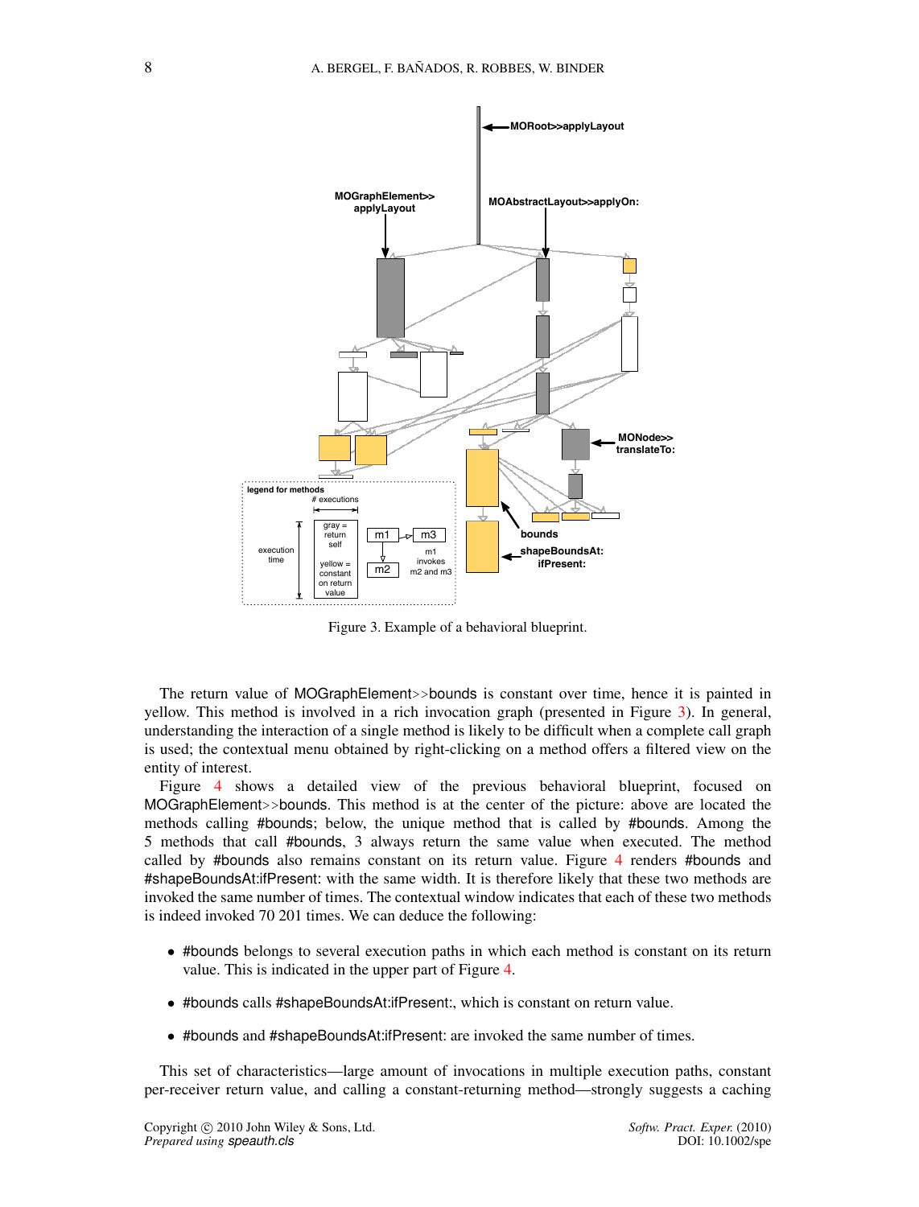Figure 3. Example of a behavioral blueprint.

The return value of MOGraphElement>>bounds is constant over time, hence it is painted in yellow. This method is involved in a rich invocation graph (presented in Figure 3). In general, understanding the interaction of a single method is likely to be difficult when a complete call graph is used; the contextual menu obtained by right-clicking on a method offers a filtered view on the entity of interest.

Figure 4 shows a detailed view of the previous behavioral blueprint, focused on MOGraphElement>>bounds. This method is at the center of the picture: above are located the methods calling #bounds; below, the unique method that is called by #bounds. Among the 5 methods that call #bounds, 3 always return the same value when executed. The method called by #bounds also remains constant on its return value. Figure 4 renders #bounds and #shapeBoundsAt:ifPresent: with the same width. It is therefore likely that these two methods are invoked the same number of times. The contextual window indicates that each of these two methods is indeed invoked 70 201 times. We can deduce the following:

- #bounds belongs to several execution paths in which each method is constant on its return value. This is indicated in the upper part of Figure 4.
- #bounds calls #shapeBoundsAt:ifPresent:, which is constant on return value.
- #bounds and #shapeBoundsAt:ifPresent: are invoked the same number of times.

This set of characteristics—large amount of invocations in multiple execution paths, constant per-receiver return value, and calling a constant-returning method—strongly suggests a caching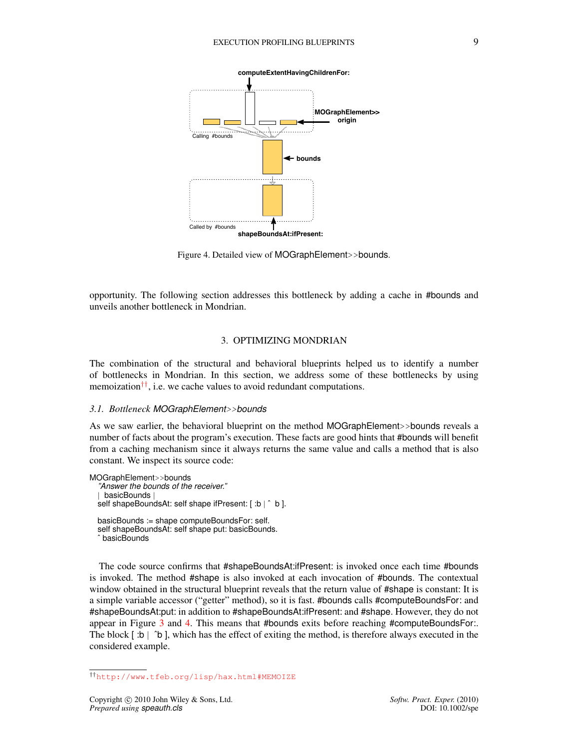Figure 4. Detailed view of MOGraphElement>>bounds.

opportunity. The following section addresses this bottleneck by adding a cache in #bounds and unveils another bottleneck in Mondrian.

## 3. OPTIMIZING MONDRIAN

The combination of the structural and behavioral blueprints helped us to identify a number of bottlenecks in Mondrian. In this section, we address some of these bottlenecks by using memoization[††], i.e. we cache values to avoid redundant computations.

### 3.1. Bottleneck MOGraphElement>>bounds

As we saw earlier, the behavioral blueprint on the method MOGraphElement>>bounds reveals a number of facts about the program's execution. These facts are good hints that #bounds will benefit from a caching mechanism since it always returns the same value and calls a method that is also constant. We inspect its source code:

```
MOGraphElement>>bounds
    "Answer the bounds of the receiver."
    | basicBounds |
    self shapeBoundsAt: self shape ifPresent: [ :b | ^ b ].

    basicBounds := shape computeBoundsFor: self.
    self shapeBoundsAt: self shape put: basicBounds.
    ^ basicBounds
```

The code source confirms that #shapeBoundsAt:ifPresent: is invoked once each time #bounds is invoked. The method #shape is also invoked at each invocation of #bounds. The contextual window obtained in the structural blueprint reveals that the return value of #shape is constant: It is a simple variable accessor ("getter" method), so it is fast. #bounds calls #computeBoundsFor: and #shapeBoundsAt:put: in addition to #shapeBoundsAt:ifPresent: and #shape. However, they do not appear in Figure 3 and 4. This means that #bounds exits before reaching #computeBoundsFor:. The block [ :b | ^b ], which has the effect of exiting the method, is therefore always executed in the considered example.

[††] http://www.tfeb.org/lisp/hax.html#MEMOIZE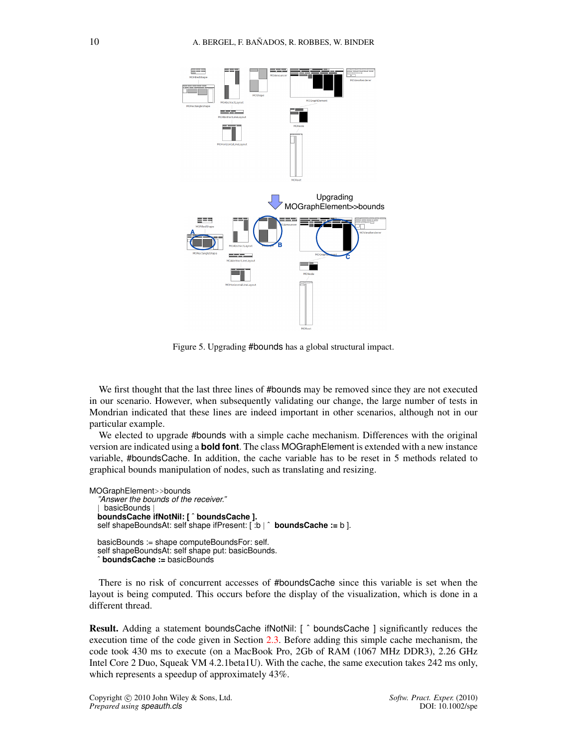Figure 5. Upgrading #bounds has a global structural impact.

We first thought that the last three lines of #bounds may be removed since they are not executed in our scenario. However, when subsequently validating our change, the large number of tests in Mondrian indicated that these lines are indeed important in other scenarios, although not in our particular example.

We elected to upgrade #bounds with a simple cache mechanism. Differences with the original version are indicated using a **bold font**. The class MOGraphElement is extended with a new instance variable, #boundsCache. In addition, the cache variable has to be reset in 5 methods related to graphical bounds manipulation of nodes, such as translating and resizing.

```
MOGraphElement>>bounds
   "Answer the bounds of the receiver."
   | basicBounds |
   boundsCache ifNotNil: [ ^ boundsCache ].
   self shapeBoundsAt: self shape ifPresent: [ :b | ^ boundsCache := b ].

   basicBounds := shape computeBoundsFor: self.
   self shapeBoundsAt: self shape put: basicBounds.
   ^ boundsCache := basicBounds
```

There is no risk of concurrent accesses of #boundsCache since this variable is set when the layout is being computed. This occurs before the display of the visualization, which is done in a different thread.

**Result.** Adding a statement boundsCache ifNotNil: [ ^ boundsCache ] significantly reduces the execution time of the code given in Section 2.3. Before adding this simple cache mechanism, the code took 430 ms to execute (on a MacBook Pro, 2Gb of RAM (1067 MHz DDR3), 2.26 GHz Intel Core 2 Duo, Squeak VM 4.2.1beta1U). With the cache, the same execution takes 242 ms only, which represents a speedup of approximately 43%.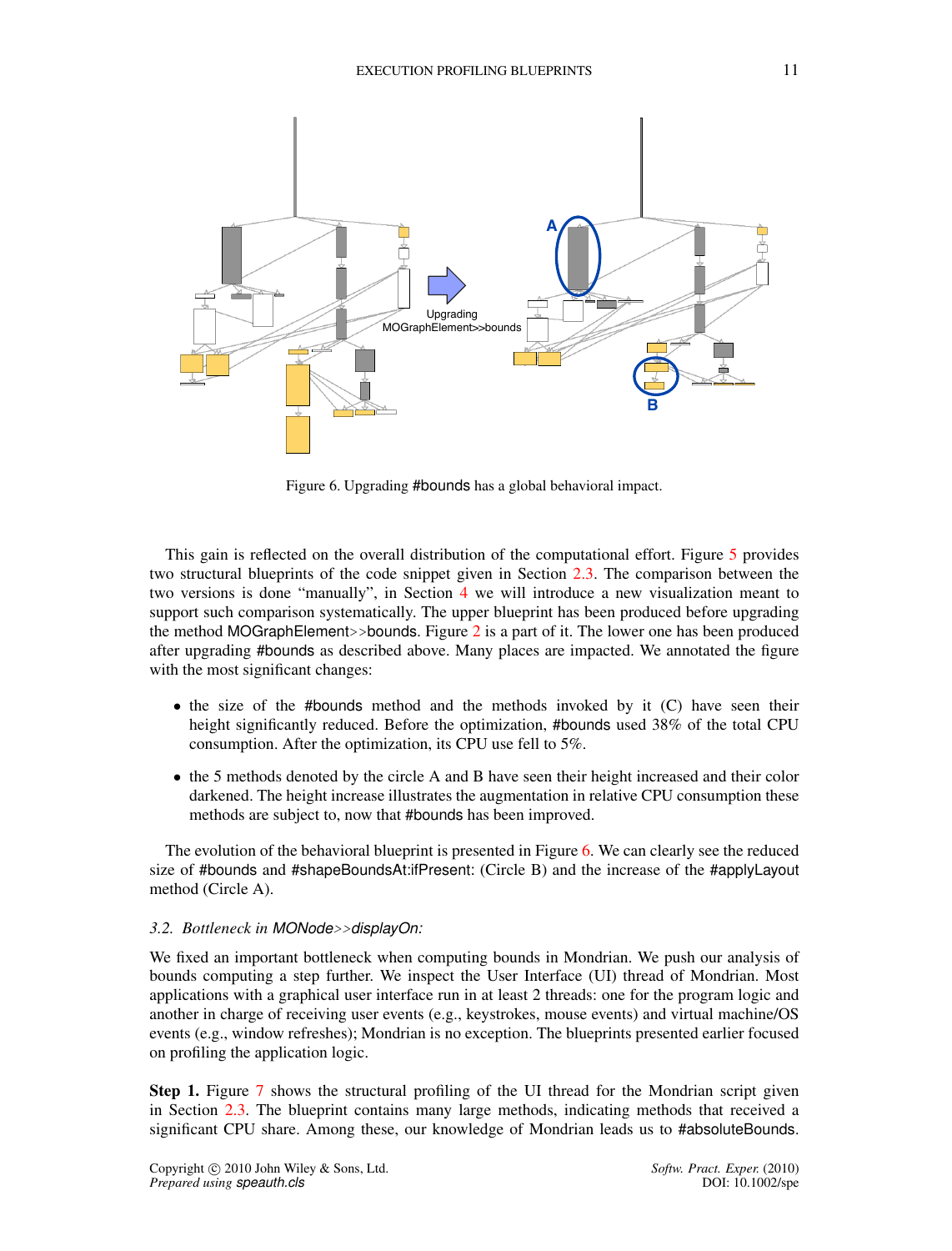Upgrading MOGraphElement>>bounds

A

B

Figure 6. Upgrading #bounds has a global behavioral impact.

This gain is reflected on the overall distribution of the computational effort. Figure 5 provides two structural blueprints of the code snippet given in Section 2.3. The comparison between the two versions is done "manually", in Section 4 we will introduce a new visualization meant to support such comparison systematically. The upper blueprint has been produced before upgrading the method MOGraphElement>>bounds. Figure 2 is a part of it. The lower one has been produced after upgrading #bounds as described above. Many places are impacted. We annotated the figure with the most significant changes:

- the size of the #bounds method and the methods invoked by it (C) have seen their height significantly reduced. Before the optimization, #bounds used 38% of the total CPU consumption. After the optimization, its CPU use fell to 5%.
- the 5 methods denoted by the circle A and B have seen their height increased and their color darkened. The height increase illustrates the augmentation in relative CPU consumption these methods are subject to, now that #bounds has been improved.

The evolution of the behavioral blueprint is presented in Figure 6. We can clearly see the reduced size of #bounds and #shapeBoundsAt:ifPresent: (Circle B) and the increase of the #applyLayout method (Circle A).

### 3.2. Bottleneck in MONode>>displayOn:

We fixed an important bottleneck when computing bounds in Mondrian. We push our analysis of bounds computing a step further. We inspect the User Interface (UI) thread of Mondrian. Most applications with a graphical user interface run in at least 2 threads: one for the program logic and another in charge of receiving user events (e.g., keystrokes, mouse events) and virtual machine/OS events (e.g., window refreshes); Mondrian is no exception. The blueprints presented earlier focused on profiling the application logic.

**Step 1.** Figure 7 shows the structural profiling of the UI thread for the Mondrian script given in Section 2.3. The blueprint contains many large methods, indicating methods that received a significant CPU share. Among these, our knowledge of Mondrian leads us to #absoluteBounds.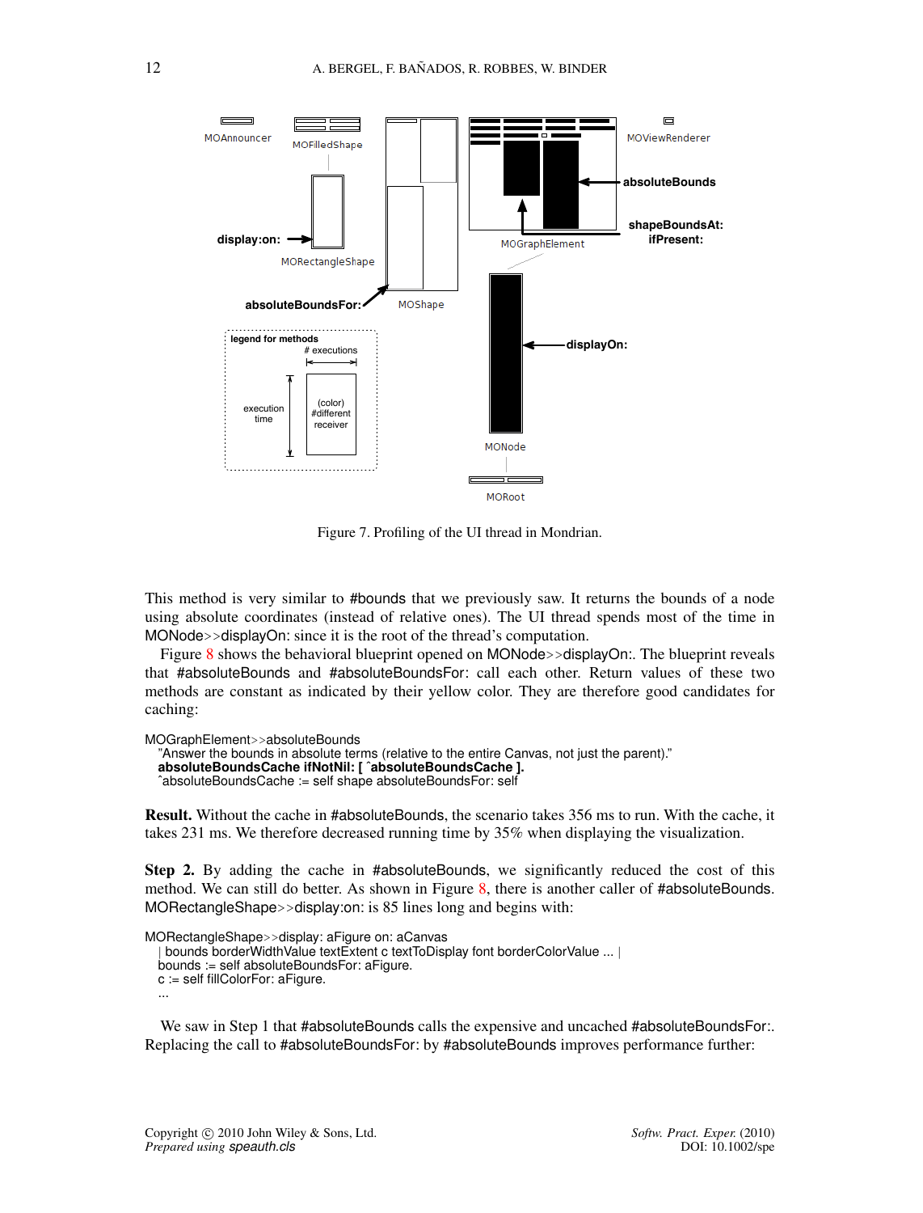Figure 7. Profiling of the UI thread in Mondrian.

This method is very similar to #bounds that we previously saw. It returns the bounds of a node using absolute coordinates (instead of relative ones). The UI thread spends most of the time in MONode>>displayOn: since it is the root of the thread's computation.

Figure 8 shows the behavioral blueprint opened on MONode>>displayOn:. The blueprint reveals that #absoluteBounds and #absoluteBoundsFor: call each other. Return values of these two methods are constant as indicated by their yellow color. They are therefore good candidates for caching:

```
MOGraphElement>>absoluteBounds
  "Answer the bounds in absolute terms (relative to the entire Canvas, not just the parent)."
  absoluteBoundsCache ifNotNil: [ ^absoluteBoundsCache ].
  ^absoluteBoundsCache := self shape absoluteBoundsFor: self
```

**Result.** Without the cache in #absoluteBounds, the scenario takes 356 ms to run. With the cache, it takes 231 ms. We therefore decreased running time by 35% when displaying the visualization.

**Step 2.** By adding the cache in #absoluteBounds, we significantly reduced the cost of this method. We can still do better. As shown in Figure 8, there is another caller of #absoluteBounds. MORectangleShape>>display:on: is 85 lines long and begins with:

```
MORectangleShape>>display: aFigure on: aCanvas
  | bounds borderWidthValue textExtent c textToDisplay font borderColorValue ... |
  bounds := self absoluteBoundsFor: aFigure.
  c := self fillColorFor: aFigure.
  ...
```

We saw in Step 1 that #absoluteBounds calls the expensive and uncached #absoluteBoundsFor:. Replacing the call to #absoluteBoundsFor: by #absoluteBounds improves performance further: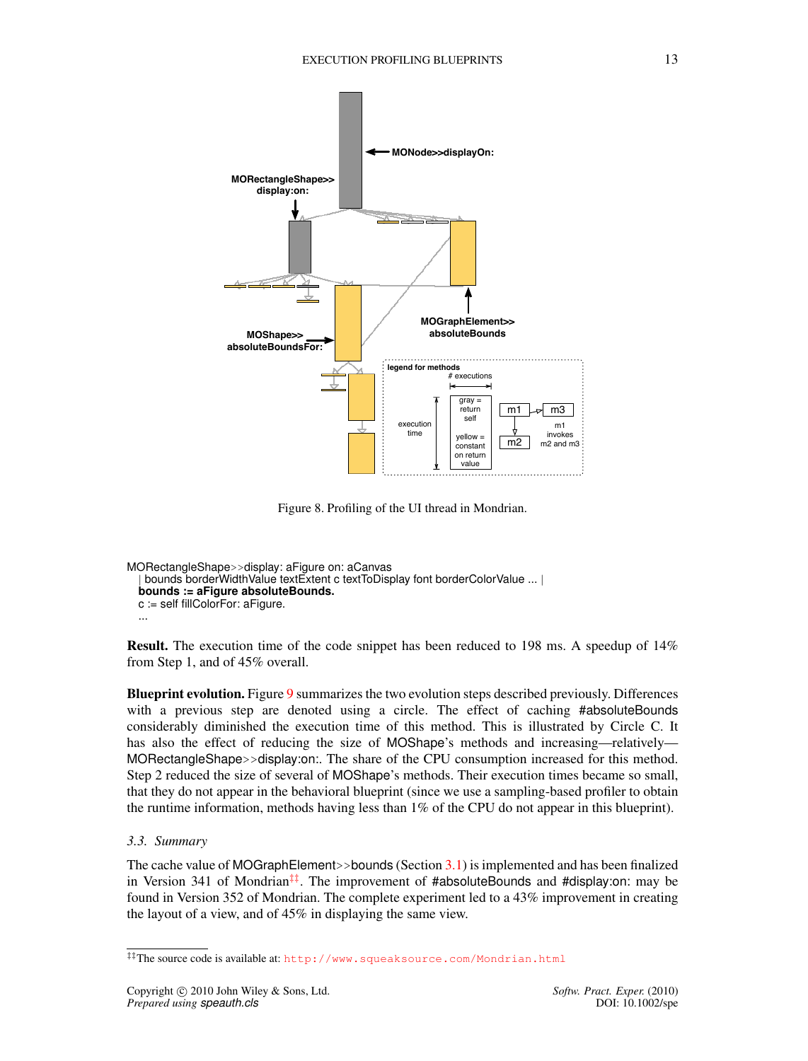Figure 8. Profiling of the UI thread in Mondrian.

```
MORectangleShape>>display: aFigure on: aCanvas
   | bounds borderWidthValue textExtent c textToDisplay font borderColorValue ... |
   bounds := aFigure absoluteBounds.
   c := self fillColorFor: aFigure.
   ...
```

**Result.** The execution time of the code snippet has been reduced to 198 ms. A speedup of 14% from Step 1, and of 45% overall.

**Blueprint evolution.** Figure 9 summarizes the two evolution steps described previously. Differences with a previous step are denoted using a circle. The effect of caching #absoluteBounds considerably diminished the execution time of this method. This is illustrated by Circle C. It has also the effect of reducing the size of MOShape's methods and increasing—relatively—MORectangleShape>>display:on:. The share of the CPU consumption increased for this method. Step 2 reduced the size of several of MOShape's methods. Their execution times became so small, that they do not appear in the behavioral blueprint (since we use a sampling-based profiler to obtain the runtime information, methods having less than 1% of the CPU do not appear in this blueprint).

### 3.3. Summary

The cache value of MOGraphElement>>bounds (Section 3.1) is implemented and has been finalized in Version 341 of Mondrian[‡‡]. The improvement of #absoluteBounds and #display:on: may be found in Version 352 of Mondrian. The complete experiment led to a 43% improvement in creating the layout of a view, and of 45% in displaying the same view.

[‡‡]The source code is available at: http://www.squeaksource.com/Mondrian.html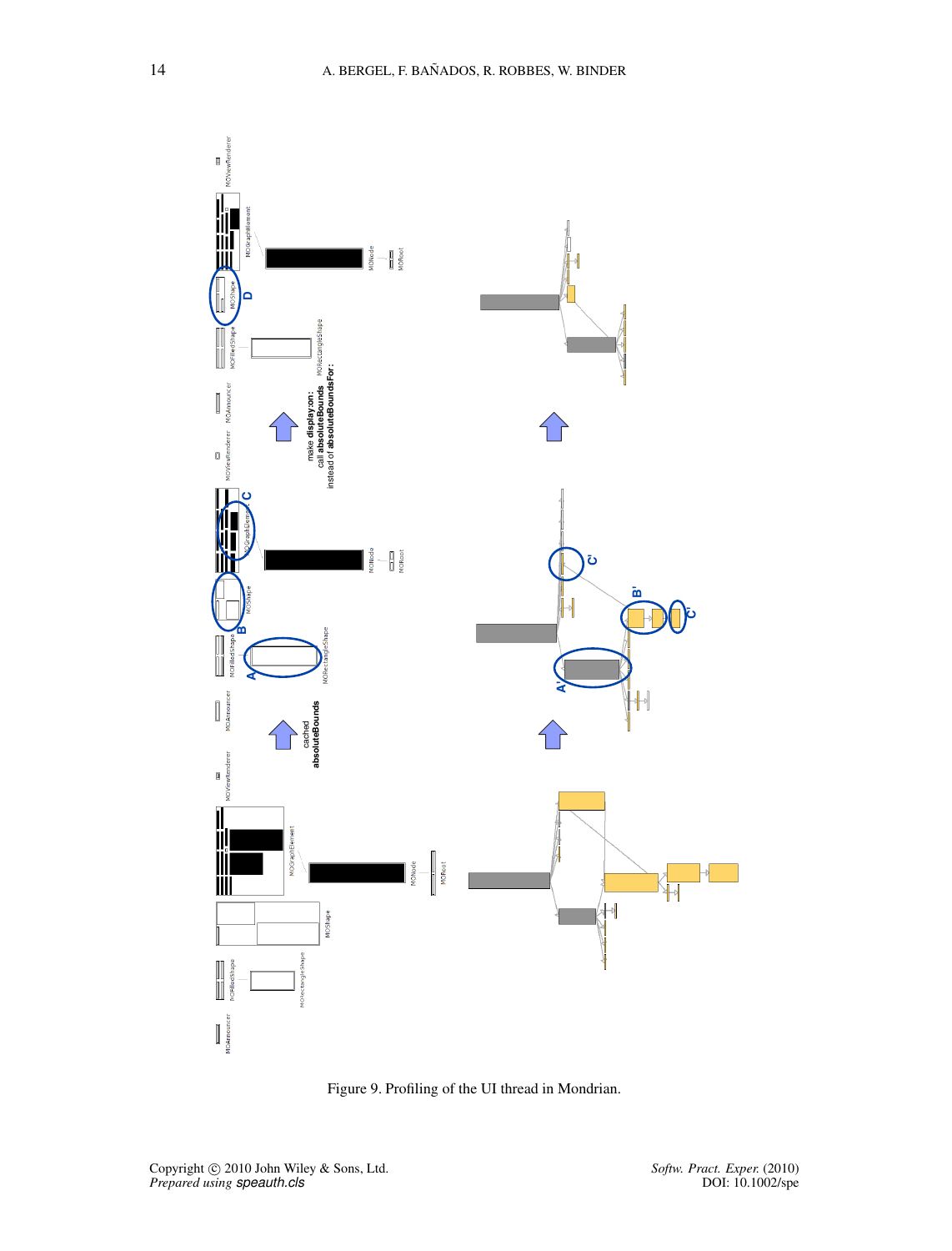Figure 9. Profiling of the UI thread in Mondrian.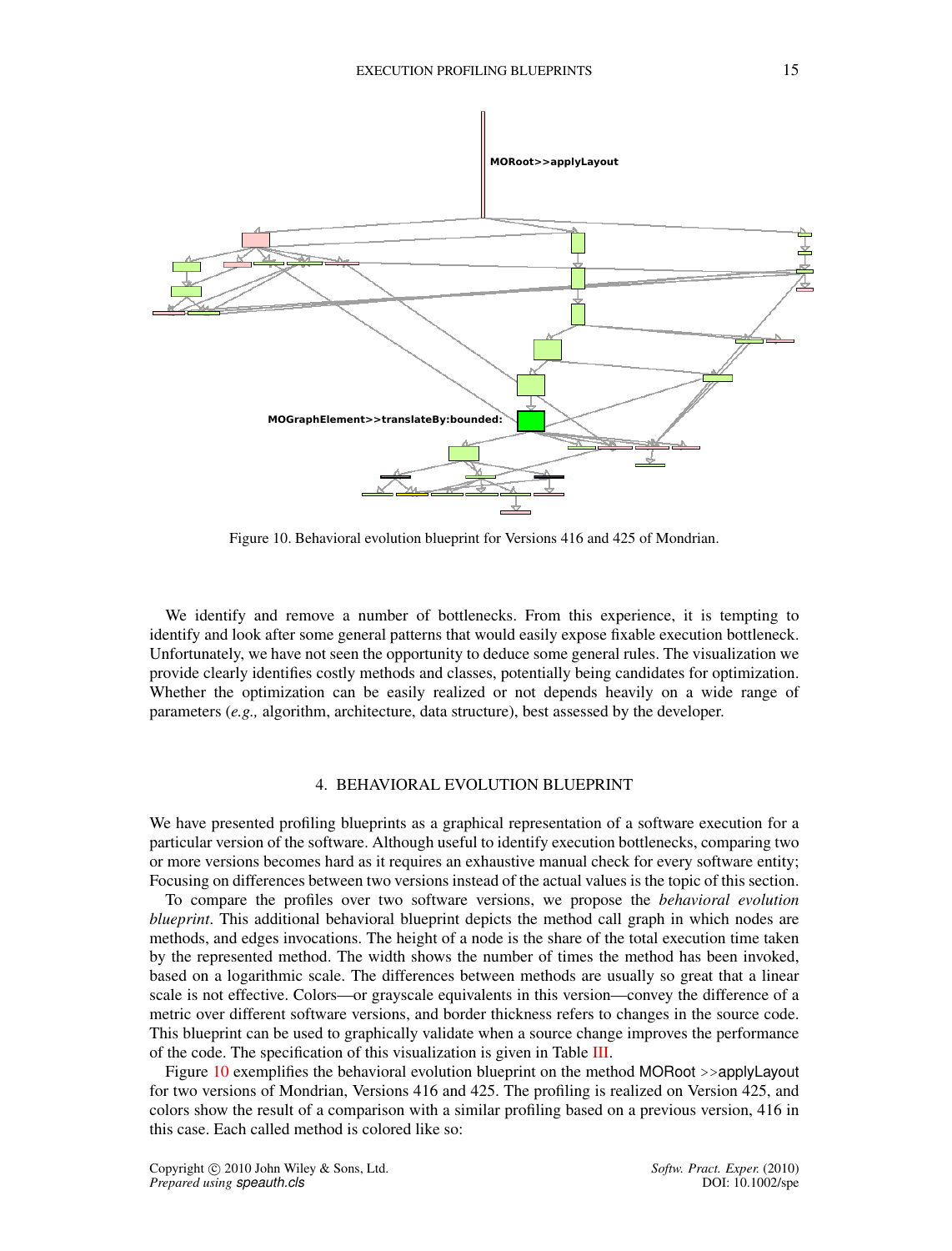Figure 10. Behavioral evolution blueprint for Versions 416 and 425 of Mondrian.

We identify and remove a number of bottlenecks. From this experience, it is tempting to identify and look after some general patterns that would easily expose fixable execution bottleneck. Unfortunately, we have not seen the opportunity to deduce some general rules. The visualization we provide clearly identifies costly methods and classes, potentially being candidates for optimization. Whether the optimization can be easily realized or not depends heavily on a wide range of parameters (*e.g.,* algorithm, architecture, data structure), best assessed by the developer.

## 4. BEHAVIORAL EVOLUTION BLUEPRINT

We have presented profiling blueprints as a graphical representation of a software execution for a particular version of the software. Although useful to identify execution bottlenecks, comparing two or more versions becomes hard as it requires an exhaustive manual check for every software entity; Focusing on differences between two versions instead of the actual values is the topic of this section.

To compare the profiles over two software versions, we propose the *behavioral evolution blueprint*. This additional behavioral blueprint depicts the method call graph in which nodes are methods, and edges invocations. The height of a node is the share of the total execution time taken by the represented method. The width shows the number of times the method has been invoked, based on a logarithmic scale. The differences between methods are usually so great that a linear scale is not effective. Colors—or grayscale equivalents in this version—convey the difference of a metric over different software versions, and border thickness refers to changes in the source code. This blueprint can be used to graphically validate when a source change improves the performance of the code. The specification of this visualization is given in Table III.

Figure 10 exemplifies the behavioral evolution blueprint on the method MORoot >>applyLayout for two versions of Mondrian, Versions 416 and 425. The profiling is realized on Version 425, and colors show the result of a comparison with a similar profiling based on a previous version, 416 in this case. Each called method is colored like so: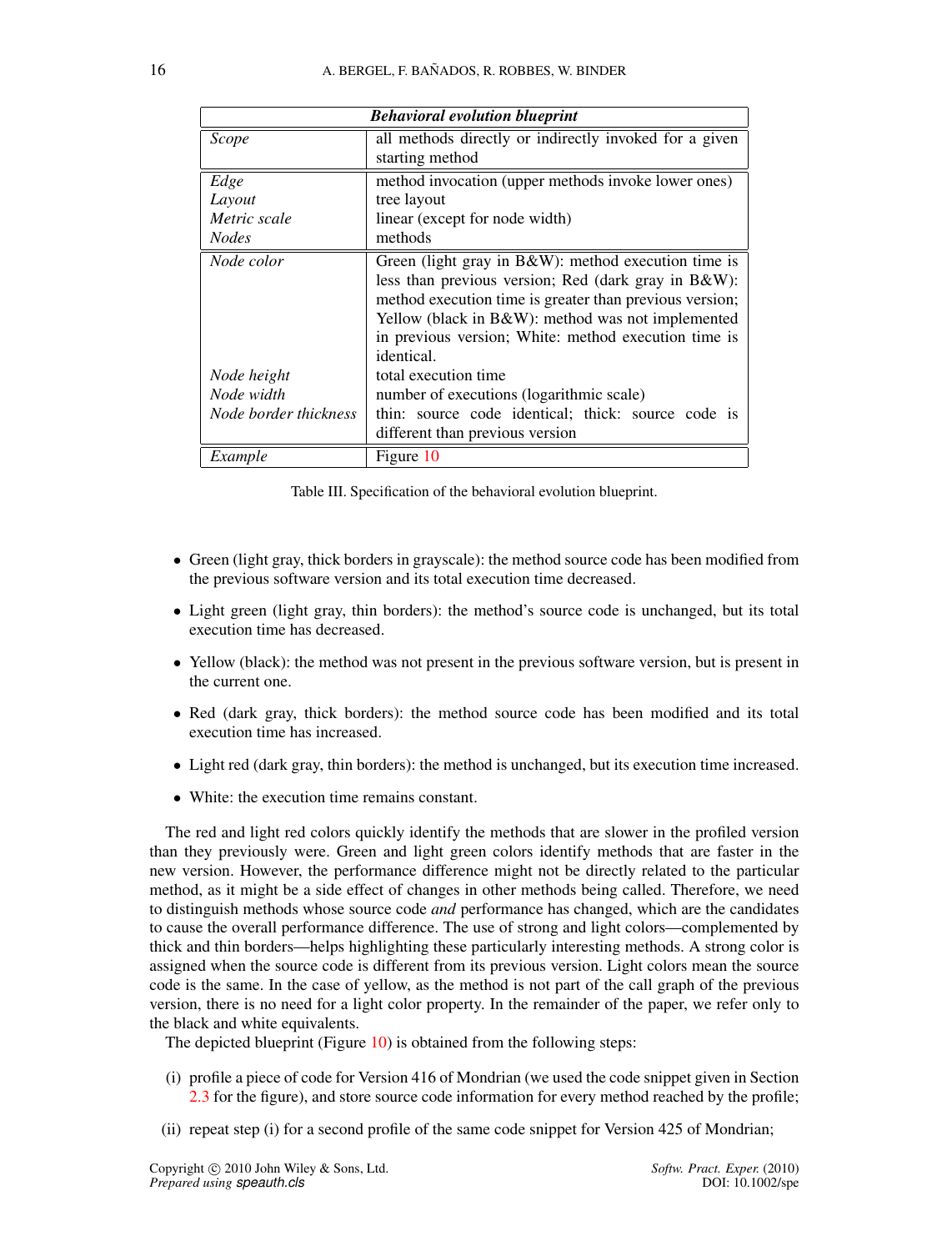| *Behavioral evolution blueprint* | |
|---|---|
| *Scope* | all methods directly or indirectly invoked for a given starting method |
| *Edge* | method invocation (upper methods invoke lower ones) |
| *Layout* | tree layout |
| *Metric scale* | linear (except for node width) |
| *Nodes* | methods |
| *Node color* | Green (light gray in B&W): method execution time is less than previous version; Red (dark gray in B&W): method execution time is greater than previous version; Yellow (black in B&W): method was not implemented in previous version; White: method execution time is identical. |
| *Node height* | total execution time |
| *Node width* | number of executions (logarithmic scale) |
| *Node border thickness* | thin: source code identical; thick: source code is different than previous version |
| *Example* | Figure 10 |

Table III. Specification of the behavioral evolution blueprint.

- Green (light gray, thick borders in grayscale): the method source code has been modified from the previous software version and its total execution time decreased.
- Light green (light gray, thin borders): the method's source code is unchanged, but its total execution time has decreased.
- Yellow (black): the method was not present in the previous software version, but is present in the current one.
- Red (dark gray, thick borders): the method source code has been modified and its total execution time has increased.
- Light red (dark gray, thin borders): the method is unchanged, but its execution time increased.
- White: the execution time remains constant.

The red and light red colors quickly identify the methods that are slower in the profiled version than they previously were. Green and light green colors identify methods that are faster in the new version. However, the performance difference might not be directly related to the particular method, as it might be a side effect of changes in other methods being called. Therefore, we need to distinguish methods whose source code *and* performance has changed, which are the candidates to cause the overall performance difference. The use of strong and light colors—complemented by thick and thin borders—helps highlighting these particularly interesting methods. A strong color is assigned when the source code is different from its previous version. Light colors mean the source code is the same. In the case of yellow, as the method is not part of the call graph of the previous version, there is no need for a light color property. In the remainder of the paper, we refer only to the black and white equivalents.

The depicted blueprint (Figure 10) is obtained from the following steps:

(i) profile a piece of code for Version 416 of Mondrian (we used the code snippet given in Section 2.3 for the figure), and store source code information for every method reached by the profile;

(ii) repeat step (i) for a second profile of the same code snippet for Version 425 of Mondrian;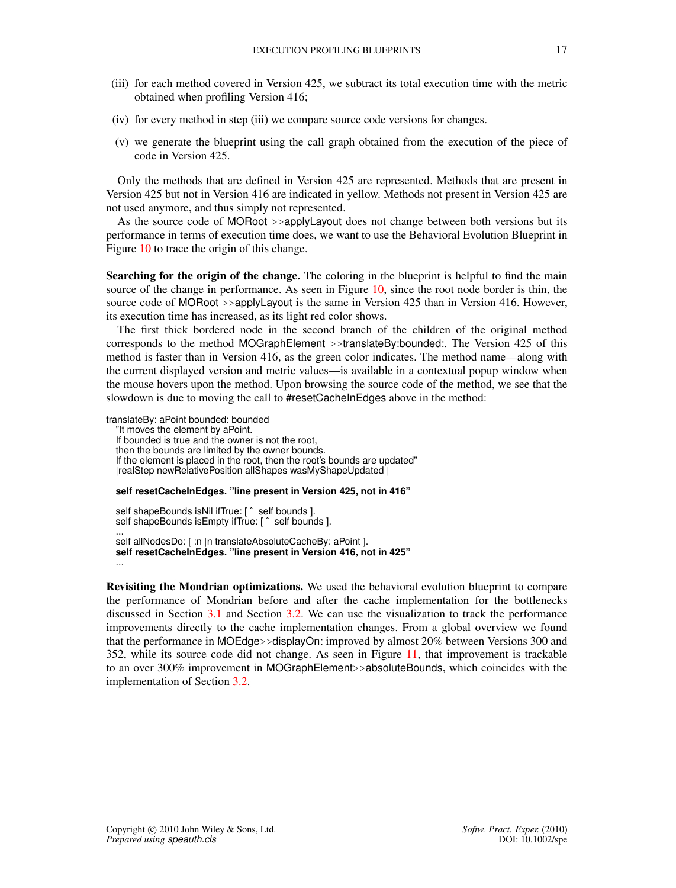(iii) for each method covered in Version 425, we subtract its total execution time with the metric obtained when profiling Version 416;

(iv) for every method in step (iii) we compare source code versions for changes.

(v) we generate the blueprint using the call graph obtained from the execution of the piece of code in Version 425.

Only the methods that are defined in Version 425 are represented. Methods that are present in Version 425 but not in Version 416 are indicated in yellow. Methods not present in Version 425 are not used anymore, and thus simply not represented.

As the source code of MORoot >>applyLayout does not change between both versions but its performance in terms of execution time does, we want to use the Behavioral Evolution Blueprint in Figure 10 to trace the origin of this change.

**Searching for the origin of the change.** The coloring in the blueprint is helpful to find the main source of the change in performance. As seen in Figure 10, since the root node border is thin, the source code of MORoot >>applyLayout is the same in Version 425 than in Version 416. However, its execution time has increased, as its light red color shows.

The first thick bordered node in the second branch of the children of the original method corresponds to the method MOGraphElement >>translateBy:bounded:. The Version 425 of this method is faster than in Version 416, as the green color indicates. The method name—along with the current displayed version and metric values—is available in a contextual popup window when the mouse hovers upon the method. Upon browsing the source code of the method, we see that the slowdown is due to moving the call to #resetCacheInEdges above in the method:

```
translateBy: aPoint bounded: bounded
  "It moves the element by aPoint.
  If bounded is true and the owner is not the root,
  then the bounds are limited by the owner bounds.
  If the element is placed in the root, then the root's bounds are updated"
  |realStep newRelativePosition allShapes wasMyShapeUpdated |

  self resetCacheInEdges. "line present in Version 425, not in 416"

  self shapeBounds isNil ifTrue: [ ^ self bounds ].
  self shapeBounds isEmpty ifTrue: [ ^ self bounds ].
  ...
  self allNodesDo: [ :n |n translateAbsoluteCacheBy: aPoint ].
  self resetCacheInEdges. "line present in Version 416, not in 425"
  ...
```

**Revisiting the Mondrian optimizations.** We used the behavioral evolution blueprint to compare the performance of Mondrian before and after the cache implementation for the bottlenecks discussed in Section 3.1 and Section 3.2. We can use the visualization to track the performance improvements directly to the cache implementation changes. From a global overview we found that the performance in MOEdge>>displayOn: improved by almost 20% between Versions 300 and 352, while its source code did not change. As seen in Figure 11, that improvement is trackable to an over 300% improvement in MOGraphElement>>absoluteBounds, which coincides with the implementation of Section 3.2.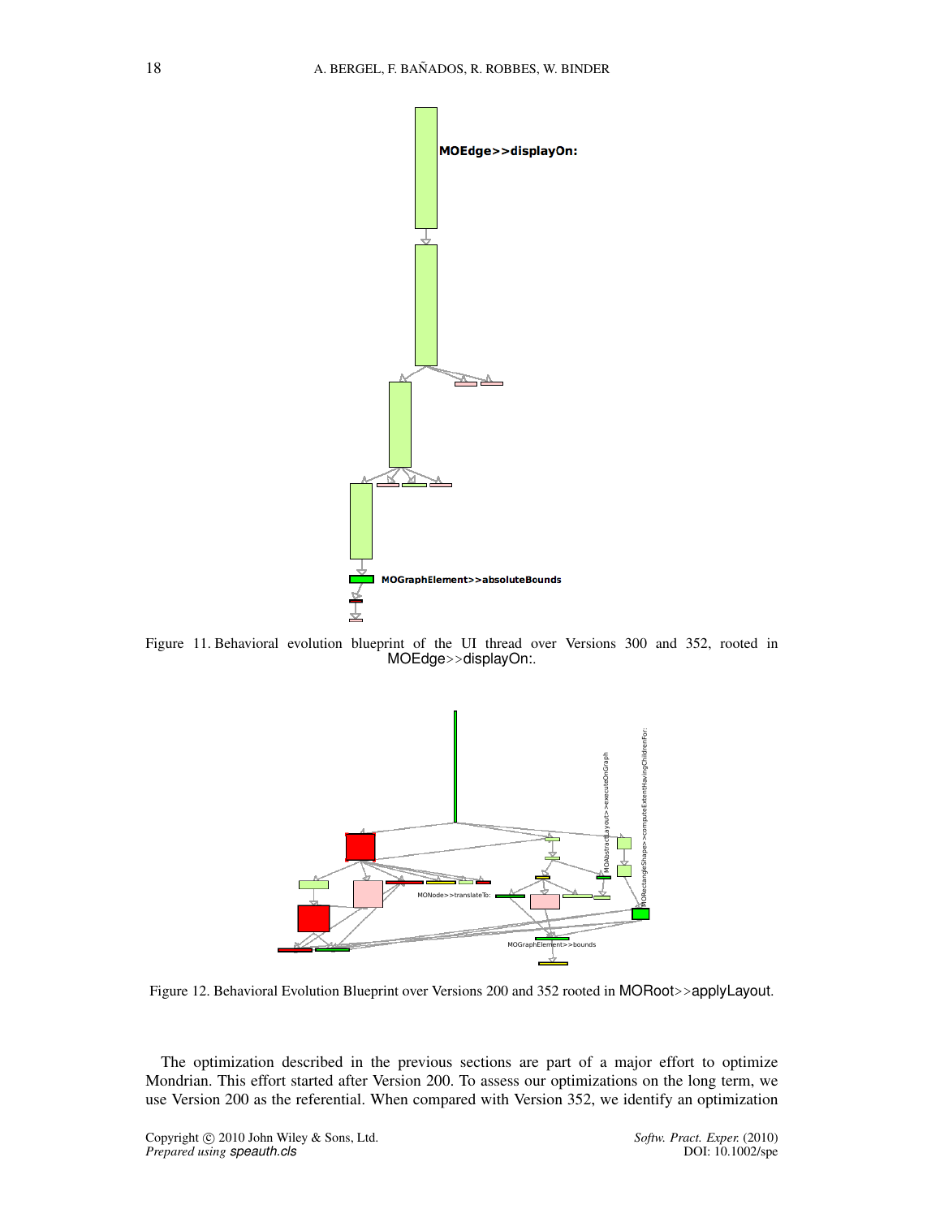Figure 11. Behavioral evolution blueprint of the UI thread over Versions 300 and 352, rooted in MOEdge>>displayOn:.

Figure 12. Behavioral Evolution Blueprint over Versions 200 and 352 rooted in MORoot>>applyLayout.

The optimization described in the previous sections are part of a major effort to optimize Mondrian. This effort started after Version 200. To assess our optimizations on the long term, we use Version 200 as the referential. When compared with Version 352, we identify an optimization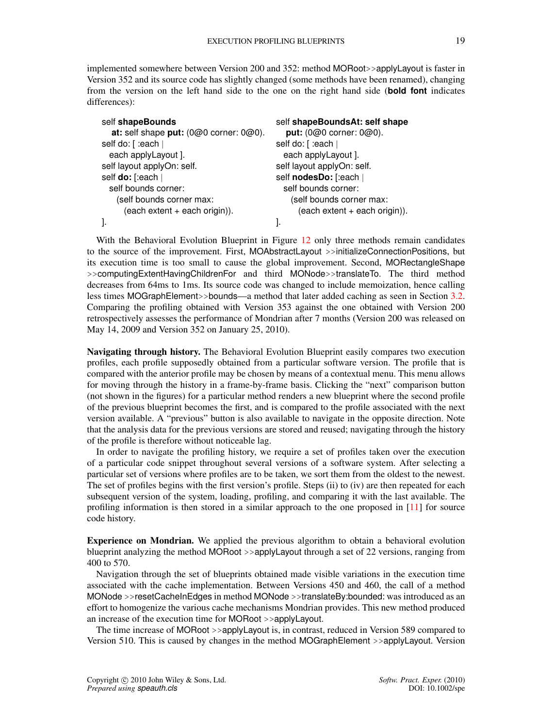implemented somewhere between Version 200 and 352: method MORoot>>applyLayout is faster in Version 352 and its source code has slightly changed (some methods have been renamed), changing from the version on the left hand side to the one on the right hand side (**bold font** indicates differences):

```
self shapeBounds
  at: self shape put: (0@0 corner: 0@0).
self do: [ :each |
  each applyLayout ].
self layout applyOn: self.
self do: [:each |
  self bounds corner:
    (self bounds corner max:
      (each extent + each origin)).
].
```

```
self shapeBoundsAt: self shape
  put: (0@0 corner: 0@0).
self do: [ :each |
  each applyLayout ].
self layout applyOn: self.
self nodesDo: [:each |
  self bounds corner:
    (self bounds corner max:
      (each extent + each origin)).
].
```

With the Behavioral Evolution Blueprint in Figure 12 only three methods remain candidates to the source of the improvement. First, MOAbstractLayout >>initializeConnectionPositions, but its execution time is too small to cause the global improvement. Second, MORectangleShape >>computingExtentHavingChildrenFor and third MONode>>translateTo. The third method decreases from 64ms to 1ms. Its source code was changed to include memoization, hence calling less times MOGraphElement>>bounds—a method that later added caching as seen in Section 3.2. Comparing the profiling obtained with Version 353 against the one obtained with Version 200 retrospectively assesses the performance of Mondrian after 7 months (Version 200 was released on May 14, 2009 and Version 352 on January 25, 2010).

**Navigating through history.** The Behavioral Evolution Blueprint easily compares two execution profiles, each profile supposedly obtained from a particular software version. The profile that is compared with the anterior profile may be chosen by means of a contextual menu. This menu allows for moving through the history in a frame-by-frame basis. Clicking the "next" comparison button (not shown in the figures) for a particular method renders a new blueprint where the second profile of the previous blueprint becomes the first, and is compared to the profile associated with the next version available. A "previous" button is also available to navigate in the opposite direction. Note that the analysis data for the previous versions are stored and reused; navigating through the history of the profile is therefore without noticeable lag.

In order to navigate the profiling history, we require a set of profiles taken over the execution of a particular code snippet throughout several versions of a software system. After selecting a particular set of versions where profiles are to be taken, we sort them from the oldest to the newest. The set of profiles begins with the first version's profile. Steps (ii) to (iv) are then repeated for each subsequent version of the system, loading, profiling, and comparing it with the last available. The profiling information is then stored in a similar approach to the one proposed in [11] for source code history.

**Experience on Mondrian.** We applied the previous algorithm to obtain a behavioral evolution blueprint analyzing the method MORoot >>applyLayout through a set of 22 versions, ranging from 400 to 570.

Navigation through the set of blueprints obtained made visible variations in the execution time associated with the cache implementation. Between Versions 450 and 460, the call of a method MONode >>resetCacheInEdges in method MONode >>translateBy:bounded: was introduced as an effort to homogenize the various cache mechanisms Mondrian provides. This new method produced an increase of the execution time for MORoot >>applyLayout.

The time increase of MORoot >>applyLayout is, in contrast, reduced in Version 589 compared to Version 510. This is caused by changes in the method MOGraphElement >>applyLayout. Version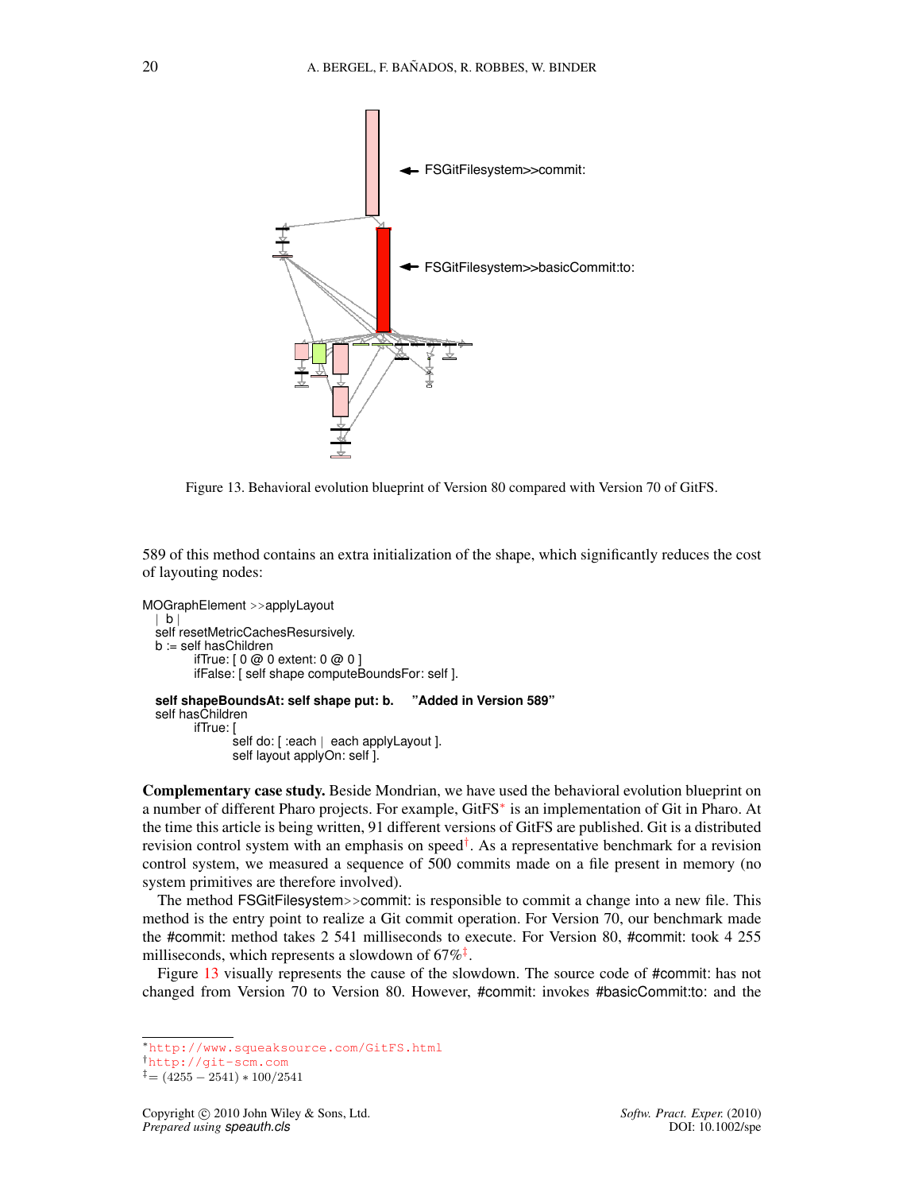Figure 13. Behavioral evolution blueprint of Version 80 compared with Version 70 of GitFS.

589 of this method contains an extra initialization of the shape, which significantly reduces the cost of layouting nodes:

```
MOGraphElement >>applyLayout
  | b |
  self resetMetricCachesResursively.
  b := self hasChildren
          ifTrue: [ 0 @ 0 extent: 0 @ 0 ]
          ifFalse: [ self shape computeBoundsFor: self ].

  self shapeBoundsAt: self shape put: b.    "Added in Version 589"
  self hasChildren
          ifTrue: [
                  self do: [ :each | each applyLayout ].
                  self layout applyOn: self ].
```

**Complementary case study.** Beside Mondrian, we have used the behavioral evolution blueprint on a number of different Pharo projects. For example, GitFS* is an implementation of Git in Pharo. At the time this article is being written, 91 different versions of GitFS are published. Git is a distributed revision control system with an emphasis on speed†. As a representative benchmark for a revision control system, we measured a sequence of 500 commits made on a file present in memory (no system primitives are therefore involved).

The method FSGitFilesystem>>commit: is responsible to commit a change into a new file. This method is the entry point to realize a Git commit operation. For Version 70, our benchmark made the #commit: method takes 2 541 milliseconds to execute. For Version 80, #commit: took 4 255 milliseconds, which represents a slowdown of 67%‡.

Figure 13 visually represents the cause of the slowdown. The source code of #commit: has not changed from Version 70 to Version 80. However, #commit: invokes #basicCommit:to: and the

---

*http://www.squeaksource.com/GitFS.html
†http://git-scm.com
‡$= (4255 - 2541) * 100/2541$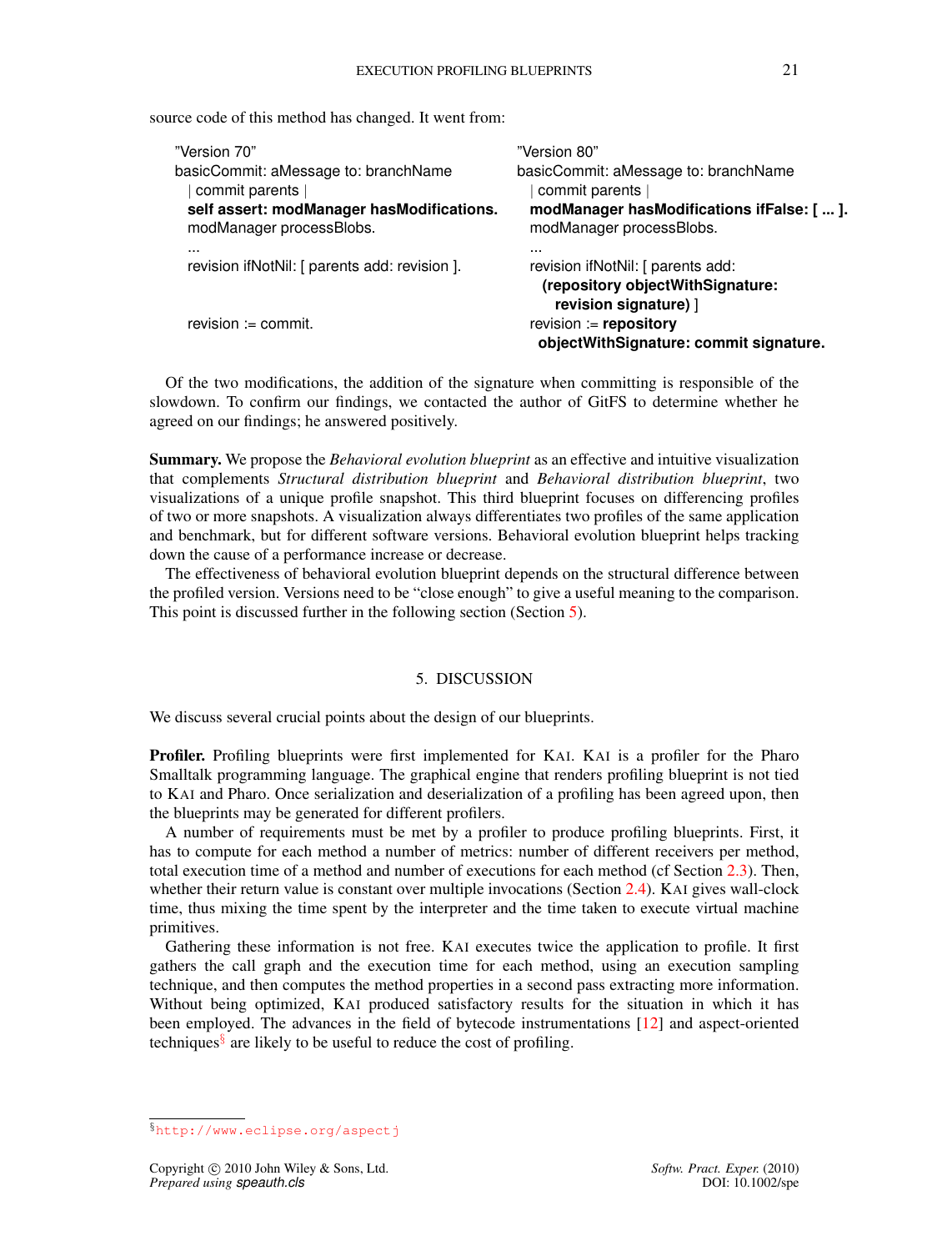source code of this method has changed. It went from:

```
"Version 70"
basicCommit: aMessage to: branchName
  | commit parents |
  self assert: modManager hasModifications.
  modManager processBlobs.
  ...
  revision ifNotNil: [ parents add: revision ].

  revision := commit.
```

```
"Version 80"
basicCommit: aMessage to: branchName
  | commit parents |
  modManager hasModifications ifFalse: [ ... ].
  modManager processBlobs.
  ...
  revision ifNotNil: [ parents add:
    (repository objectWithSignature:
      revision signature) ]
  revision := repository
   objectWithSignature: commit signature.
```

Of the two modifications, the addition of the signature when committing is responsible of the slowdown. To confirm our findings, we contacted the author of GitFS to determine whether he agreed on our findings; he answered positively.

**Summary.** We propose the *Behavioral evolution blueprint* as an effective and intuitive visualization that complements *Structural distribution blueprint* and *Behavioral distribution blueprint*, two visualizations of a unique profile snapshot. This third blueprint focuses on differencing profiles of two or more snapshots. A visualization always differentiates two profiles of the same application and benchmark, but for different software versions. Behavioral evolution blueprint helps tracking down the cause of a performance increase or decrease.

The effectiveness of behavioral evolution blueprint depends on the structural difference between the profiled version. Versions need to be "close enough" to give a useful meaning to the comparison. This point is discussed further in the following section (Section 5).

## 5. DISCUSSION

We discuss several crucial points about the design of our blueprints.

**Profiler.** Profiling blueprints were first implemented for KAI. KAI is a profiler for the Pharo Smalltalk programming language. The graphical engine that renders profiling blueprint is not tied to KAI and Pharo. Once serialization and deserialization of a profiling has been agreed upon, then the blueprints may be generated for different profilers.

A number of requirements must be met by a profiler to produce profiling blueprints. First, it has to compute for each method a number of metrics: number of different receivers per method, total execution time of a method and number of executions for each method (cf Section 2.3). Then, whether their return value is constant over multiple invocations (Section 2.4). KAI gives wall-clock time, thus mixing the time spent by the interpreter and the time taken to execute virtual machine primitives.

Gathering these information is not free. KAI executes twice the application to profile. It first gathers the call graph and the execution time for each method, using an execution sampling technique, and then computes the method properties in a second pass extracting more information. Without being optimized, KAI produced satisfactory results for the situation in which it has been employed. The advances in the field of bytecode instrumentations [12] and aspect-oriented techniques[§] are likely to be useful to reduce the cost of profiling.

[§]http://www.eclipse.org/aspectj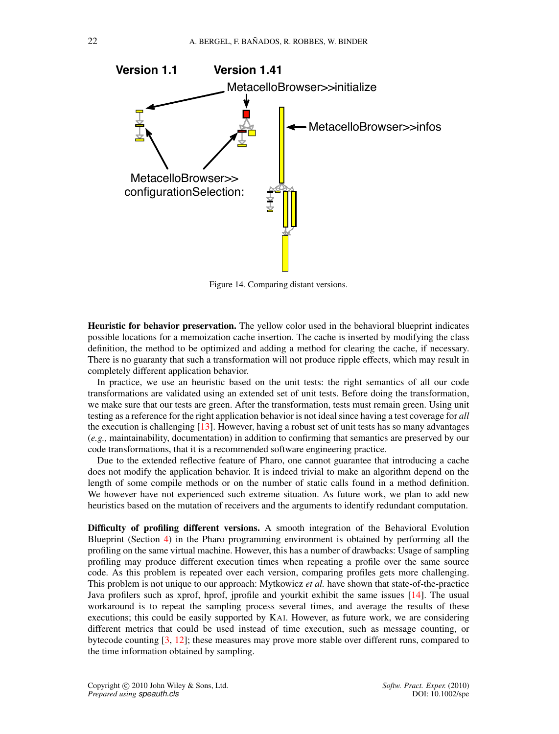Version 1.1 Version 1.41

MetacelloBrowser>>initialize

MetacelloBrowser>>infos

MetacelloBrowser>>
configurationSelection:

Figure 14. Comparing distant versions.

**Heuristic for behavior preservation.** The yellow color used in the behavioral blueprint indicates possible locations for a memoization cache insertion. The cache is inserted by modifying the class definition, the method to be optimized and adding a method for clearing the cache, if necessary. There is no guaranty that such a transformation will not produce ripple effects, which may result in completely different application behavior.

In practice, we use an heuristic based on the unit tests: the right semantics of all our code transformations are validated using an extended set of unit tests. Before doing the transformation, we make sure that our tests are green. After the transformation, tests must remain green. Using unit testing as a reference for the right application behavior is not ideal since having a test coverage for *all* the execution is challenging [13]. However, having a robust set of unit tests has so many advantages (*e.g.,* maintainability, documentation) in addition to confirming that semantics are preserved by our code transformations, that it is a recommended software engineering practice.

Due to the extended reflective feature of Pharo, one cannot guarantee that introducing a cache does not modify the application behavior. It is indeed trivial to make an algorithm depend on the length of some compile methods or on the number of static calls found in a method definition. We however have not experienced such extreme situation. As future work, we plan to add new heuristics based on the mutation of receivers and the arguments to identify redundant computation.

**Difficulty of profiling different versions.** A smooth integration of the Behavioral Evolution Blueprint (Section 4) in the Pharo programming environment is obtained by performing all the profiling on the same virtual machine. However, this has a number of drawbacks: Usage of sampling profiling may produce different execution times when repeating a profile over the same source code. As this problem is repeated over each version, comparing profiles gets more challenging. This problem is not unique to our approach: Mytkowicz *et al.* have shown that state-of-the-practice Java profilers such as xprof, hprof, jprofile and yourkit exhibit the same issues [14]. The usual workaround is to repeat the sampling process several times, and average the results of these executions; this could be easily supported by KAI. However, as future work, we are considering different metrics that could be used instead of time execution, such as message counting, or bytecode counting [3, 12]; these measures may prove more stable over different runs, compared to the time information obtained by sampling.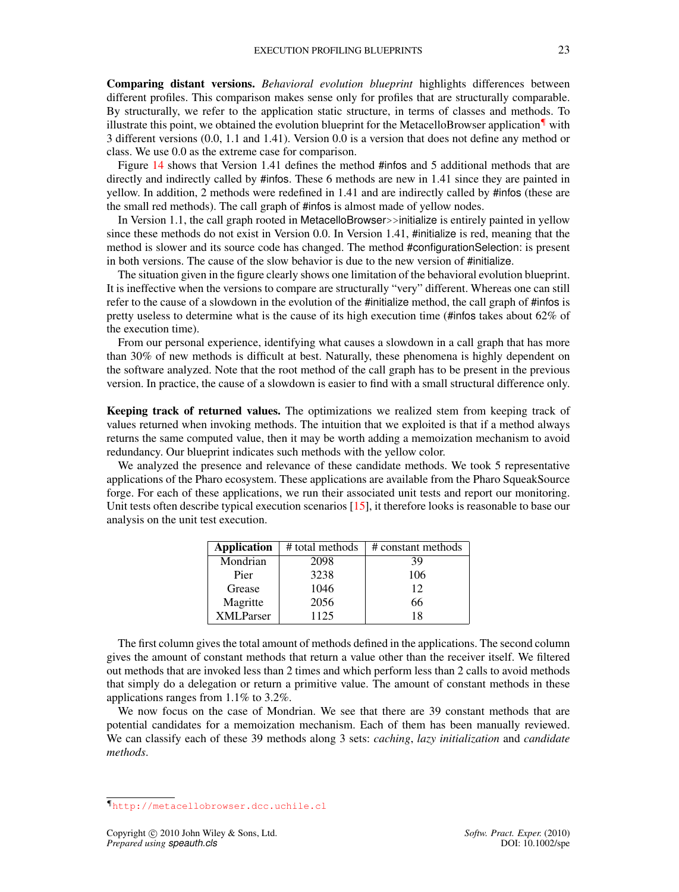**Comparing distant versions.** *Behavioral evolution blueprint* highlights differences between different profiles. This comparison makes sense only for profiles that are structurally comparable. By structurally, we refer to the application static structure, in terms of classes and methods. To illustrate this point, we obtained the evolution blueprint for the MetacelloBrowser application[¶] with 3 different versions (0.0, 1.1 and 1.41). Version 0.0 is a version that does not define any method or class. We use 0.0 as the extreme case for comparison.

Figure 14 shows that Version 1.41 defines the method #infos and 5 additional methods that are directly and indirectly called by #infos. These 6 methods are new in 1.41 since they are painted in yellow. In addition, 2 methods were redefined in 1.41 and are indirectly called by #infos (these are the small red methods). The call graph of #infos is almost made of yellow nodes.

In Version 1.1, the call graph rooted in MetacelloBrowser>>initialize is entirely painted in yellow since these methods do not exist in Version 0.0. In Version 1.41, #initialize is red, meaning that the method is slower and its source code has changed. The method #configurationSelection: is present in both versions. The cause of the slow behavior is due to the new version of #initialize.

The situation given in the figure clearly shows one limitation of the behavioral evolution blueprint. It is ineffective when the versions to compare are structurally "very" different. Whereas one can still refer to the cause of a slowdown in the evolution of the #initialize method, the call graph of #infos is pretty useless to determine what is the cause of its high execution time (#infos takes about 62% of the execution time).

From our personal experience, identifying what causes a slowdown in a call graph that has more than 30% of new methods is difficult at best. Naturally, these phenomena is highly dependent on the software analyzed. Note that the root method of the call graph has to be present in the previous version. In practice, the cause of a slowdown is easier to find with a small structural difference only.

**Keeping track of returned values.** The optimizations we realized stem from keeping track of values returned when invoking methods. The intuition that we exploited is that if a method always returns the same computed value, then it may be worth adding a memoization mechanism to avoid redundancy. Our blueprint indicates such methods with the yellow color.

We analyzed the presence and relevance of these candidate methods. We took 5 representative applications of the Pharo ecosystem. These applications are available from the Pharo SqueakSource forge. For each of these applications, we run their associated unit tests and report our monitoring. Unit tests often describe typical execution scenarios [15], it therefore looks is reasonable to base our analysis on the unit test execution.

| **Application** | # total methods | # constant methods |
|---|---|---|
| Mondrian | 2098 | 39 |
| Pier | 3238 | 106 |
| Grease | 1046 | 12 |
| Magritte | 2056 | 66 |
| XMLParser | 1125 | 18 |

The first column gives the total amount of methods defined in the applications. The second column gives the amount of constant methods that return a value other than the receiver itself. We filtered out methods that are invoked less than 2 times and which perform less than 2 calls to avoid methods that simply do a delegation or return a primitive value. The amount of constant methods in these applications ranges from 1.1% to 3.2%.

We now focus on the case of Mondrian. We see that there are 39 constant methods that are potential candidates for a memoization mechanism. Each of them has been manually reviewed. We can classify each of these 39 methods along 3 sets: *caching*, *lazy initialization* and *candidate methods*.

[¶] http://metacellobrowser.dcc.uchile.cl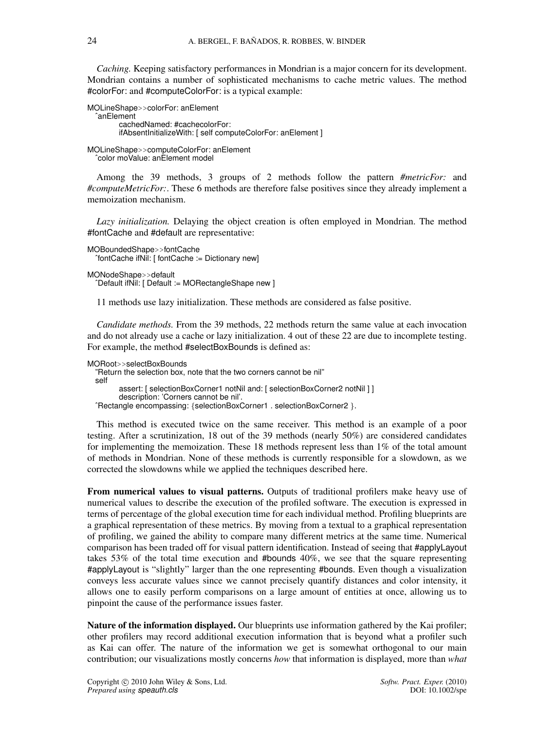*Caching.* Keeping satisfactory performances in Mondrian is a major concern for its development. Mondrian contains a number of sophisticated mechanisms to cache metric values. The method #colorFor: and #computeColorFor: is a typical example:

```
MOLineShape>>colorFor: anElement
  ˆanElement
        cachedNamed: #cachecolorFor:
        ifAbsentInitializeWith: [ self computeColorFor: anElement ]

MOLineShape>>computeColorFor: anElement
  ˆcolor moValue: anElement model
```

Among the 39 methods, 3 groups of 2 methods follow the pattern *#metricFor:* and *#computeMetricFor:*. These 6 methods are therefore false positives since they already implement a memoization mechanism.

*Lazy initialization.* Delaying the object creation is often employed in Mondrian. The method #fontCache and #default are representative:

```
MOBoundedShape>>fontCache
  ˆfontCache ifNil: [ fontCache := Dictionary new]

MONodeShape>>default
  ˆDefault ifNil: [ Default := MORectangleShape new ]
```

11 methods use lazy initialization. These methods are considered as false positive.

*Candidate methods.* From the 39 methods, 22 methods return the same value at each invocation and do not already use a cache or lazy initialization. 4 out of these 22 are due to incomplete testing. For example, the method #selectBoxBounds is defined as:

```
MORoot>>selectBoxBounds
  "Return the selection box, note that the two corners cannot be nil"
  self
        assert: [ selectionBoxCorner1 notNil and: [ selectionBoxCorner2 notNil ] ]
        description: 'Corners cannot be nil'.
  ˆRectangle encompassing: {selectionBoxCorner1 . selectionBoxCorner2 }.
```

This method is executed twice on the same receiver. This method is an example of a poor testing. After a scrutinization, 18 out of the 39 methods (nearly 50%) are considered candidates for implementing the memoization. These 18 methods represent less than 1% of the total amount of methods in Mondrian. None of these methods is currently responsible for a slowdown, as we corrected the slowdowns while we applied the techniques described here.

**From numerical values to visual patterns.** Outputs of traditional profilers make heavy use of numerical values to describe the execution of the profiled software. The execution is expressed in terms of percentage of the global execution time for each individual method. Profiling blueprints are a graphical representation of these metrics. By moving from a textual to a graphical representation of profiling, we gained the ability to compare many different metrics at the same time. Numerical comparison has been traded off for visual pattern identification. Instead of seeing that #applyLayout takes 53% of the total time execution and #bounds 40%, we see that the square representing #applyLayout is "slightly" larger than the one representing #bounds. Even though a visualization conveys less accurate values since we cannot precisely quantify distances and color intensity, it allows one to easily perform comparisons on a large amount of entities at once, allowing us to pinpoint the cause of the performance issues faster.

**Nature of the information displayed.** Our blueprints use information gathered by the Kai profiler; other profilers may record additional execution information that is beyond what a profiler such as Kai can offer. The nature of the information we get is somewhat orthogonal to our main contribution; our visualizations mostly concerns *how* that information is displayed, more than *what*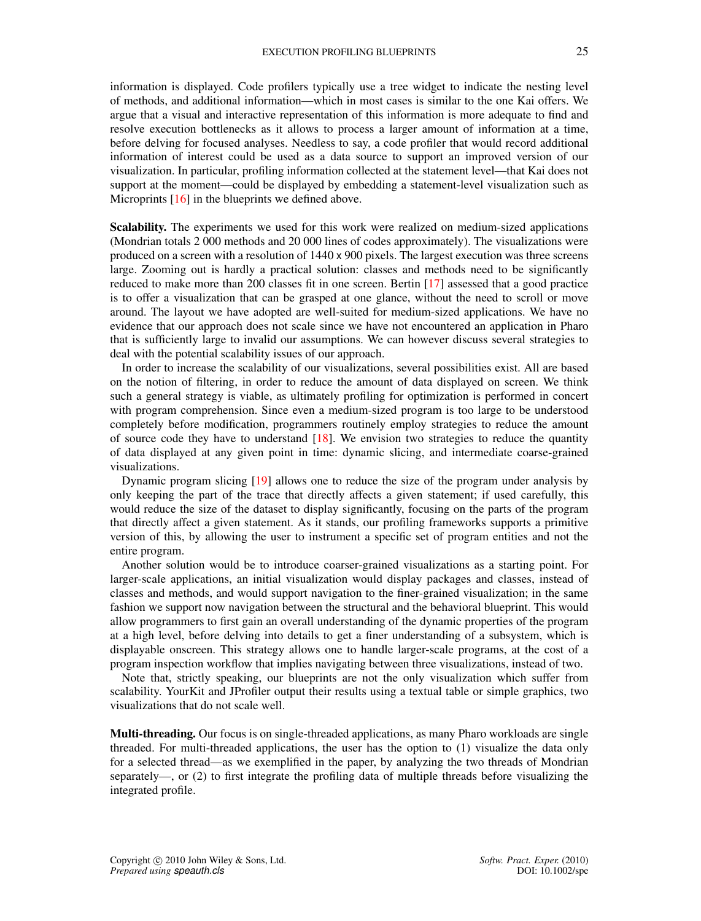information is displayed. Code profilers typically use a tree widget to indicate the nesting level of methods, and additional information—which in most cases is similar to the one Kai offers. We argue that a visual and interactive representation of this information is more adequate to find and resolve execution bottlenecks as it allows to process a larger amount of information at a time, before delving for focused analyses. Needless to say, a code profiler that would record additional information of interest could be used as a data source to support an improved version of our visualization. In particular, profiling information collected at the statement level—that Kai does not support at the moment—could be displayed by embedding a statement-level visualization such as Microprints [16] in the blueprints we defined above.

**Scalability.** The experiments we used for this work were realized on medium-sized applications (Mondrian totals 2 000 methods and 20 000 lines of codes approximately). The visualizations were produced on a screen with a resolution of 1440 x 900 pixels. The largest execution was three screens large. Zooming out is hardly a practical solution: classes and methods need to be significantly reduced to make more than 200 classes fit in one screen. Bertin [17] assessed that a good practice is to offer a visualization that can be grasped at one glance, without the need to scroll or move around. The layout we have adopted are well-suited for medium-sized applications. We have no evidence that our approach does not scale since we have not encountered an application in Pharo that is sufficiently large to invalid our assumptions. We can however discuss several strategies to deal with the potential scalability issues of our approach.

In order to increase the scalability of our visualizations, several possibilities exist. All are based on the notion of filtering, in order to reduce the amount of data displayed on screen. We think such a general strategy is viable, as ultimately profiling for optimization is performed in concert with program comprehension. Since even a medium-sized program is too large to be understood completely before modification, programmers routinely employ strategies to reduce the amount of source code they have to understand [18]. We envision two strategies to reduce the quantity of data displayed at any given point in time: dynamic slicing, and intermediate coarse-grained visualizations.

Dynamic program slicing [19] allows one to reduce the size of the program under analysis by only keeping the part of the trace that directly affects a given statement; if used carefully, this would reduce the size of the dataset to display significantly, focusing on the parts of the program that directly affect a given statement. As it stands, our profiling frameworks supports a primitive version of this, by allowing the user to instrument a specific set of program entities and not the entire program.

Another solution would be to introduce coarser-grained visualizations as a starting point. For larger-scale applications, an initial visualization would display packages and classes, instead of classes and methods, and would support navigation to the finer-grained visualization; in the same fashion we support now navigation between the structural and the behavioral blueprint. This would allow programmers to first gain an overall understanding of the dynamic properties of the program at a high level, before delving into details to get a finer understanding of a subsystem, which is displayable onscreen. This strategy allows one to handle larger-scale programs, at the cost of a program inspection workflow that implies navigating between three visualizations, instead of two.

Note that, strictly speaking, our blueprints are not the only visualization which suffer from scalability. YourKit and JProfiler output their results using a textual table or simple graphics, two visualizations that do not scale well.

**Multi-threading.** Our focus is on single-threaded applications, as many Pharo workloads are single threaded. For multi-threaded applications, the user has the option to (1) visualize the data only for a selected thread—as we exemplified in the paper, by analyzing the two threads of Mondrian separately—, or (2) to first integrate the profiling data of multiple threads before visualizing the integrated profile.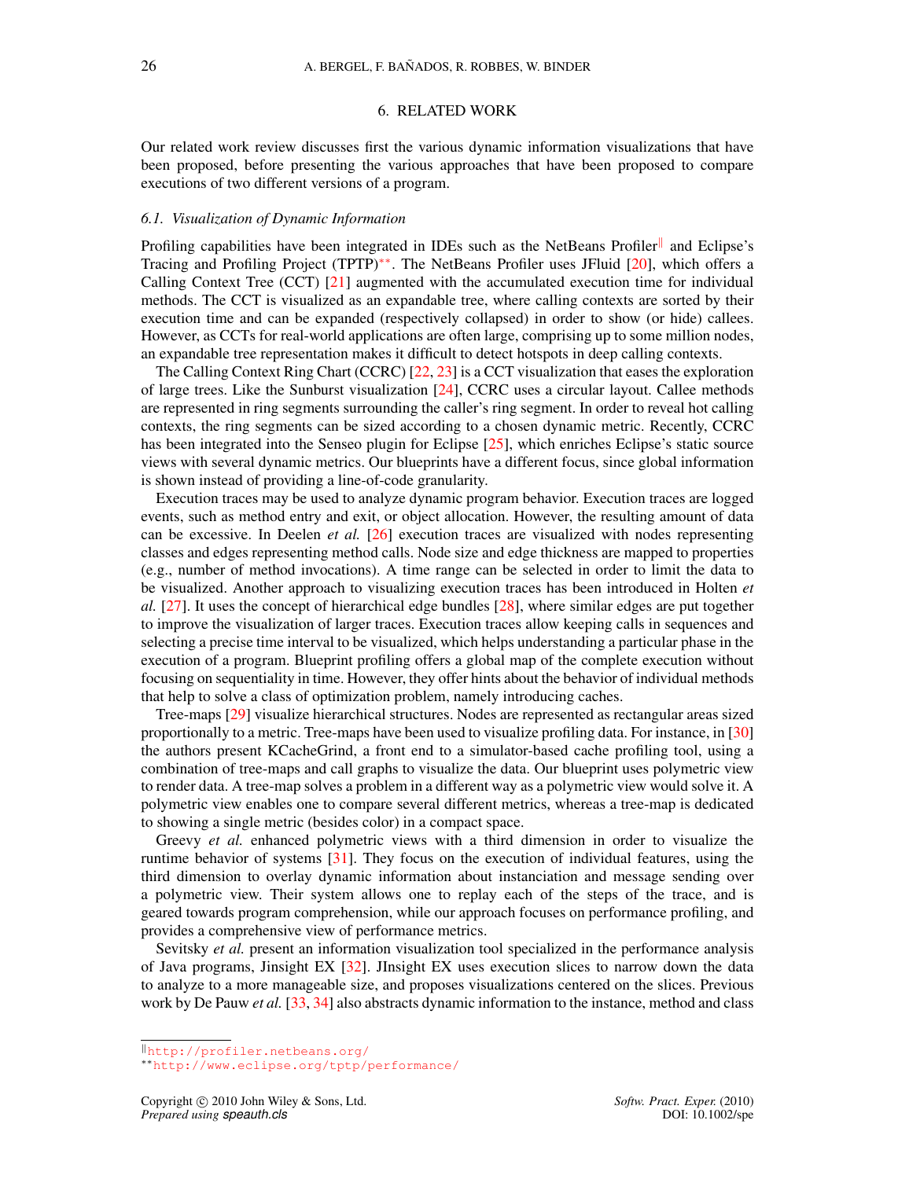## 6. RELATED WORK

Our related work review discusses first the various dynamic information visualizations that have been proposed, before presenting the various approaches that have been proposed to compare executions of two different versions of a program.

### 6.1. Visualization of Dynamic Information

Profiling capabilities have been integrated in IDEs such as the NetBeans Profiler[‖] and Eclipse's Tracing and Profiling Project (TPTP)[**]. The NetBeans Profiler uses JFluid [20], which offers a Calling Context Tree (CCT) [21] augmented with the accumulated execution time for individual methods. The CCT is visualized as an expandable tree, where calling contexts are sorted by their execution time and can be expanded (respectively collapsed) in order to show (or hide) callees. However, as CCTs for real-world applications are often large, comprising up to some million nodes, an expandable tree representation makes it difficult to detect hotspots in deep calling contexts.

The Calling Context Ring Chart (CCRC) [22, 23] is a CCT visualization that eases the exploration of large trees. Like the Sunburst visualization [24], CCRC uses a circular layout. Callee methods are represented in ring segments surrounding the caller's ring segment. In order to reveal hot calling contexts, the ring segments can be sized according to a chosen dynamic metric. Recently, CCRC has been integrated into the Senseo plugin for Eclipse [25], which enriches Eclipse's static source views with several dynamic metrics. Our blueprints have a different focus, since global information is shown instead of providing a line-of-code granularity.

Execution traces may be used to analyze dynamic program behavior. Execution traces are logged events, such as method entry and exit, or object allocation. However, the resulting amount of data can be excessive. In Deelen *et al.* [26] execution traces are visualized with nodes representing classes and edges representing method calls. Node size and edge thickness are mapped to properties (e.g., number of method invocations). A time range can be selected in order to limit the data to be visualized. Another approach to visualizing execution traces has been introduced in Holten *et al.* [27]. It uses the concept of hierarchical edge bundles [28], where similar edges are put together to improve the visualization of larger traces. Execution traces allow keeping calls in sequences and selecting a precise time interval to be visualized, which helps understanding a particular phase in the execution of a program. Blueprint profiling offers a global map of the complete execution without focusing on sequentiality in time. However, they offer hints about the behavior of individual methods that help to solve a class of optimization problem, namely introducing caches.

Tree-maps [29] visualize hierarchical structures. Nodes are represented as rectangular areas sized proportionally to a metric. Tree-maps have been used to visualize profiling data. For instance, in [30] the authors present KCacheGrind, a front end to a simulator-based cache profiling tool, using a combination of tree-maps and call graphs to visualize the data. Our blueprint uses polymetric view to render data. A tree-map solves a problem in a different way as a polymetric view would solve it. A polymetric view enables one to compare several different metrics, whereas a tree-map is dedicated to showing a single metric (besides color) in a compact space.

Greevy *et al.* enhanced polymetric views with a third dimension in order to visualize the runtime behavior of systems [31]. They focus on the execution of individual features, using the third dimension to overlay dynamic information about instanciation and message sending over a polymetric view. Their system allows one to replay each of the steps of the trace, and is geared towards program comprehension, while our approach focuses on performance profiling, and provides a comprehensive view of performance metrics.

Sevitsky *et al.* present an information visualization tool specialized in the performance analysis of Java programs, Jinsight EX [32]. JInsight EX uses execution slices to narrow down the data to analyze to a more manageable size, and proposes visualizations centered on the slices. Previous work by De Pauw *et al.* [33, 34] also abstracts dynamic information to the instance, method and class

[‖] http://profiler.netbeans.org/

[**] http://www.eclipse.org/tptp/performance/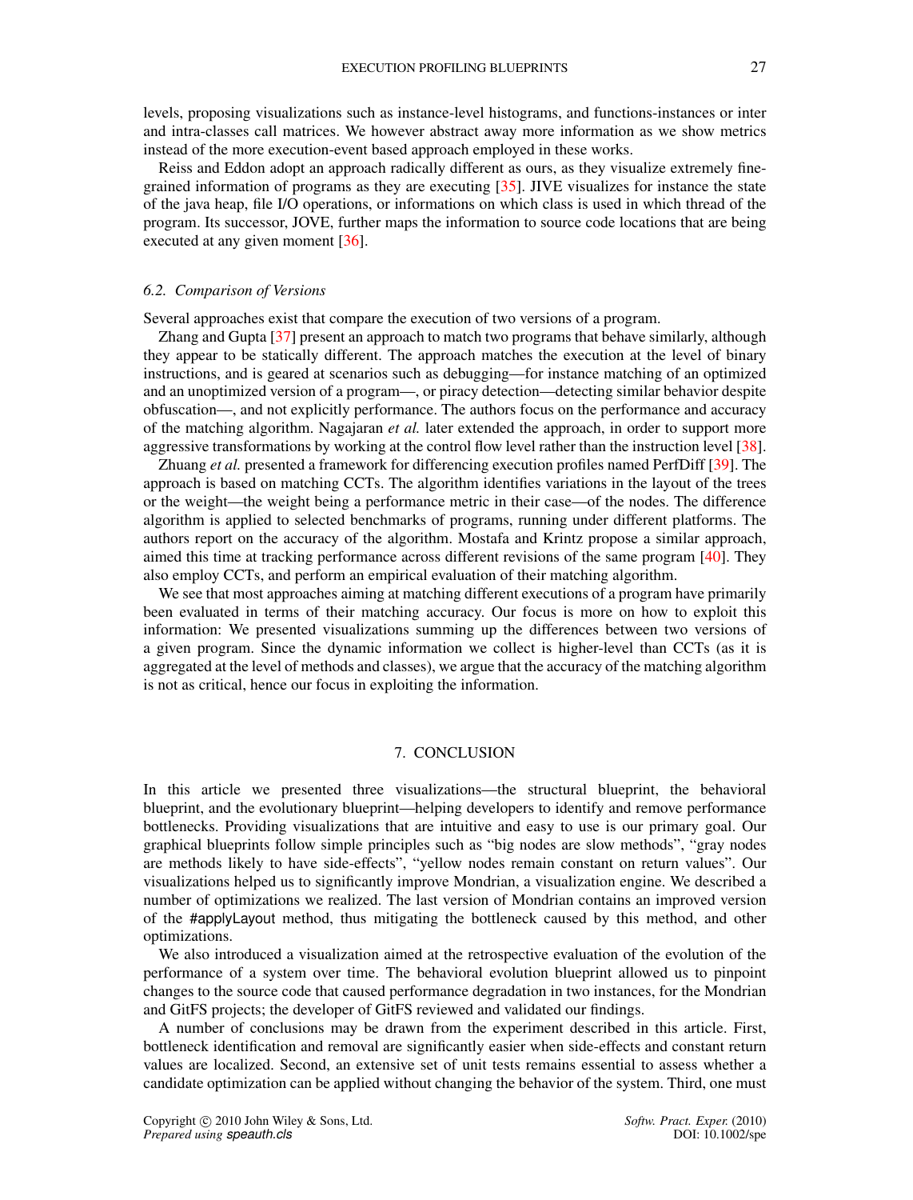levels, proposing visualizations such as instance-level histograms, and functions-instances or inter and intra-classes call matrices. We however abstract away more information as we show metrics instead of the more execution-event based approach employed in these works.

Reiss and Eddon adopt an approach radically different as ours, as they visualize extremely fine-grained information of programs as they are executing [35]. JIVE visualizes for instance the state of the java heap, file I/O operations, or informations on which class is used in which thread of the program. Its successor, JOVE, further maps the information to source code locations that are being executed at any given moment [36].

### *6.2. Comparison of Versions*

Several approaches exist that compare the execution of two versions of a program.

Zhang and Gupta [37] present an approach to match two programs that behave similarly, although they appear to be statically different. The approach matches the execution at the level of binary instructions, and is geared at scenarios such as debugging—for instance matching of an optimized and an unoptimized version of a program—, or piracy detection—detecting similar behavior despite obfuscation—, and not explicitly performance. The authors focus on the performance and accuracy of the matching algorithm. Nagajaran *et al.* later extended the approach, in order to support more aggressive transformations by working at the control flow level rather than the instruction level [38].

Zhuang *et al.* presented a framework for differencing execution profiles named PerfDiff [39]. The approach is based on matching CCTs. The algorithm identifies variations in the layout of the trees or the weight—the weight being a performance metric in their case—of the nodes. The difference algorithm is applied to selected benchmarks of programs, running under different platforms. The authors report on the accuracy of the algorithm. Mostafa and Krintz propose a similar approach, aimed this time at tracking performance across different revisions of the same program [40]. They also employ CCTs, and perform an empirical evaluation of their matching algorithm.

We see that most approaches aiming at matching different executions of a program have primarily been evaluated in terms of their matching accuracy. Our focus is more on how to exploit this information: We presented visualizations summing up the differences between two versions of a given program. Since the dynamic information we collect is higher-level than CCTs (as it is aggregated at the level of methods and classes), we argue that the accuracy of the matching algorithm is not as critical, hence our focus in exploiting the information.

## 7. CONCLUSION

In this article we presented three visualizations—the structural blueprint, the behavioral blueprint, and the evolutionary blueprint—helping developers to identify and remove performance bottlenecks. Providing visualizations that are intuitive and easy to use is our primary goal. Our graphical blueprints follow simple principles such as "big nodes are slow methods", "gray nodes are methods likely to have side-effects", "yellow nodes remain constant on return values". Our visualizations helped us to significantly improve Mondrian, a visualization engine. We described a number of optimizations we realized. The last version of Mondrian contains an improved version of the #applyLayout method, thus mitigating the bottleneck caused by this method, and other optimizations.

We also introduced a visualization aimed at the retrospective evaluation of the evolution of the performance of a system over time. The behavioral evolution blueprint allowed us to pinpoint changes to the source code that caused performance degradation in two instances, for the Mondrian and GitFS projects; the developer of GitFS reviewed and validated our findings.

A number of conclusions may be drawn from the experiment described in this article. First, bottleneck identification and removal are significantly easier when side-effects and constant return values are localized. Second, an extensive set of unit tests remains essential to assess whether a candidate optimization can be applied without changing the behavior of the system. Third, one must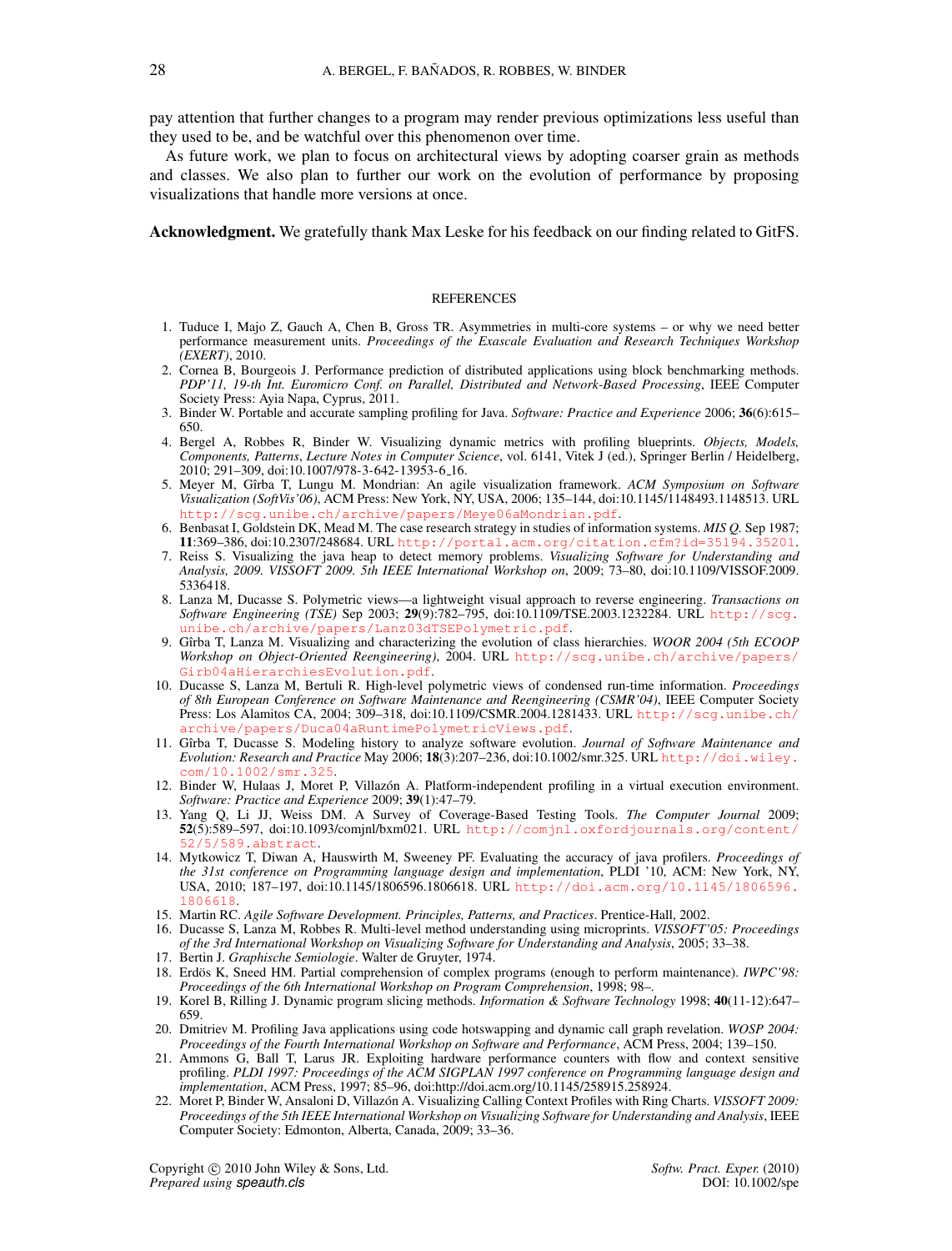pay attention that further changes to a program may render previous optimizations less useful than they used to be, and be watchful over this phenomenon over time.

As future work, we plan to focus on architectural views by adopting coarser grain as methods and classes. We also plan to further our work on the evolution of performance by proposing visualizations that handle more versions at once.

**Acknowledgment.** We gratefully thank Max Leske for his feedback on our finding related to GitFS.

## REFERENCES

1. Tuduce I, Majo Z, Gauch A, Chen B, Gross TR. Asymmetries in multi-core systems – or why we need better performance measurement units. *Proceedings of the Exascale Evaluation and Research Techniques Workshop (EXERT)*, 2010.
2. Cornea B, Bourgeois J. Performance prediction of distributed applications using block benchmarking methods. *PDP'11, 19-th Int. Euromicro Conf. on Parallel, Distributed and Network-Based Processing*, IEEE Computer Society Press: Ayia Napa, Cyprus, 2011.
3. Binder W. Portable and accurate sampling profiling for Java. *Software: Practice and Experience* 2006; **36**(6):615–650.
4. Bergel A, Robbes R, Binder W. Visualizing dynamic metrics with profiling blueprints. *Objects, Models, Components, Patterns*, *Lecture Notes in Computer Science*, vol. 6141, Vitek J (ed.), Springer Berlin / Heidelberg, 2010; 291–309, doi:10.1007/978-3-642-13953-6_16.
5. Meyer M, Gîrba T, Lungu M. Mondrian: An agile visualization framework. *ACM Symposium on Software Visualization (SoftVis'06)*, ACM Press: New York, NY, USA, 2006; 135–144, doi:10.1145/1148493.1148513. URL http://scg.unibe.ch/archive/papers/Meye06aMondrian.pdf.
6. Benbasat I, Goldstein DK, Mead M. The case research strategy in studies of information systems. *MIS Q.* Sep 1987; **11**:369–386, doi:10.2307/248684. URL http://portal.acm.org/citation.cfm?id=35194.35201.
7. Reiss S. Visualizing the java heap to detect memory problems. *Visualizing Software for Understanding and Analysis, 2009. VISSOFT 2009. 5th IEEE International Workshop on*, 2009; 73–80, doi:10.1109/VISSOF.2009.5336418.
8. Lanza M, Ducasse S. Polymetric views—a lightweight visual approach to reverse engineering. *Transactions on Software Engineering (TSE)* Sep 2003; **29**(9):782–795, doi:10.1109/TSE.2003.1232284. URL http://scg.unibe.ch/archive/papers/Lanz03dTSEPolymetric.pdf.
9. Gîrba T, Lanza M. Visualizing and characterizing the evolution of class hierarchies. *WOOR 2004 (5th ECOOP Workshop on Object-Oriented Reengineering)*, 2004. URL http://scg.unibe.ch/archive/papers/Girb04aHierarchiesEvolution.pdf.
10. Ducasse S, Lanza M, Bertuli R. High-level polymetric views of condensed run-time information. *Proceedings of 8th European Conference on Software Maintenance and Reengineering (CSMR'04)*, IEEE Computer Society Press: Los Alamitos CA, 2004; 309–318, doi:10.1109/CSMR.2004.1281433. URL http://scg.unibe.ch/archive/papers/Duca04aRuntimePolymetricViews.pdf.
11. Gîrba T, Ducasse S. Modeling history to analyze software evolution. *Journal of Software Maintenance and Evolution: Research and Practice* May 2006; **18**(3):207–236, doi:10.1002/smr.325. URL http://doi.wiley.com/10.1002/smr.325.
12. Binder W, Hulaas J, Moret P, Villazón A. Platform-independent profiling in a virtual execution environment. *Software: Practice and Experience* 2009; **39**(1):47–79.
13. Yang Q, Li JJ, Weiss DM. A Survey of Coverage-Based Testing Tools. *The Computer Journal* 2009; **52**(5):589–597, doi:10.1093/comjnl/bxm021. URL http://comjnl.oxfordjournals.org/content/52/5/589.abstract.
14. Mytkowicz T, Diwan A, Hauswirth M, Sweeney PF. Evaluating the accuracy of java profilers. *Proceedings of the 31st conference on Programming language design and implementation*, PLDI '10, ACM: New York, NY, USA, 2010; 187–197, doi:10.1145/1806596.1806618. URL http://doi.acm.org/10.1145/1806596.1806618.
15. Martin RC. *Agile Software Development. Principles, Patterns, and Practices*. Prentice-Hall, 2002.
16. Ducasse S, Lanza M, Robbes R. Multi-level method understanding using microprints. *VISSOFT'05: Proceedings of the 3rd International Workshop on Visualizing Software for Understanding and Analysis*, 2005; 33–38.
17. Bertin J. *Graphische Semiologie*. Walter de Gruyter, 1974.
18. Erdös K, Sneed HM. Partial comprehension of complex programs (enough to perform maintenance). *IWPC'98: Proceedings of the 6th International Workshop on Program Comprehension*, 1998; 98–.
19. Korel B, Rilling J. Dynamic program slicing methods. *Information & Software Technology* 1998; **40**(11-12):647–659.
20. Dmitriev M. Profiling Java applications using code hotswapping and dynamic call graph revelation. *WOSP 2004: Proceedings of the Fourth International Workshop on Software and Performance*, ACM Press, 2004; 139–150.
21. Ammons G, Ball T, Larus JR. Exploiting hardware performance counters with flow and context sensitive profiling. *PLDI 1997: Proceedings of the ACM SIGPLAN 1997 conference on Programming language design and implementation*, ACM Press, 1997; 85–96, doi:http://doi.acm.org/10.1145/258915.258924.
22. Moret P, Binder W, Ansaloni D, Villazón A. Visualizing Calling Context Profiles with Ring Charts. *VISSOFT 2009: Proceedings of the 5th IEEE International Workshop on Visualizing Software for Understanding and Analysis*, IEEE Computer Society: Edmonton, Alberta, Canada, 2009; 33–36.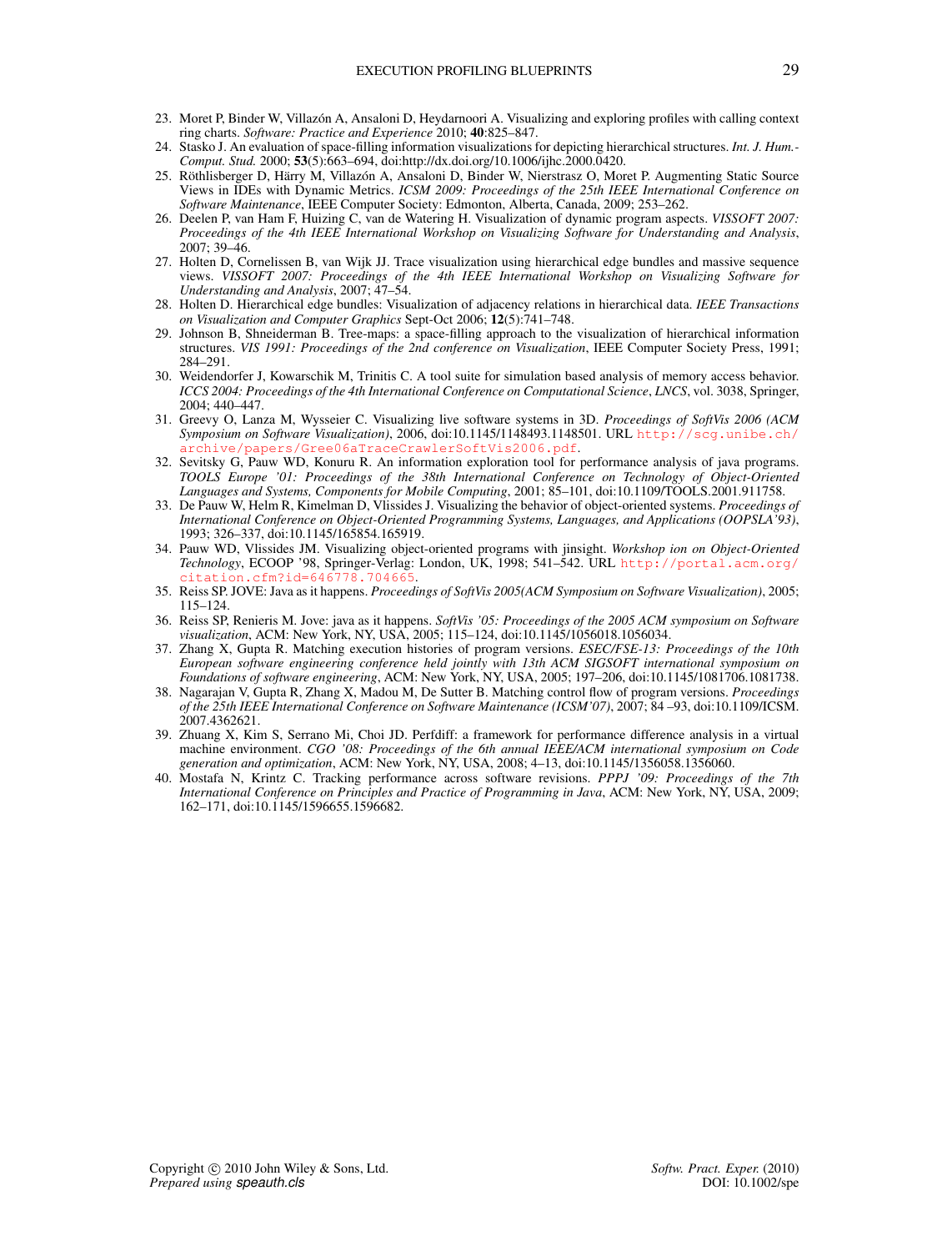23. Moret P, Binder W, Villazón A, Ansaloni D, Heydarnoori A. Visualizing and exploring profiles with calling context ring charts. *Software: Practice and Experience* 2010; **40**:825–847.
24. Stasko J. An evaluation of space-filling information visualizations for depicting hierarchical structures. *Int. J. Hum.-Comput. Stud.* 2000; **53**(5):663–694, doi:http://dx.doi.org/10.1006/ijhc.2000.0420.
25. Röthlisberger D, Härry M, Villazón A, Ansaloni D, Binder W, Nierstrasz O, Moret P. Augmenting Static Source Views in IDEs with Dynamic Metrics. *ICSM 2009: Proceedings of the 25th IEEE International Conference on Software Maintenance*, IEEE Computer Society: Edmonton, Alberta, Canada, 2009; 253–262.
26. Deelen P, van Ham F, Huizing C, van de Watering H. Visualization of dynamic program aspects. *VISSOFT 2007: Proceedings of the 4th IEEE International Workshop on Visualizing Software for Understanding and Analysis*, 2007; 39–46.
27. Holten D, Cornelissen B, van Wijk JJ. Trace visualization using hierarchical edge bundles and massive sequence views. *VISSOFT 2007: Proceedings of the 4th IEEE International Workshop on Visualizing Software for Understanding and Analysis*, 2007; 47–54.
28. Holten D. Hierarchical edge bundles: Visualization of adjacency relations in hierarchical data. *IEEE Transactions on Visualization and Computer Graphics* Sept-Oct 2006; **12**(5):741–748.
29. Johnson B, Shneiderman B. Tree-maps: a space-filling approach to the visualization of hierarchical information structures. *VIS 1991: Proceedings of the 2nd conference on Visualization*, IEEE Computer Society Press, 1991; 284–291.
30. Weidendorfer J, Kowarschik M, Trinitis C. A tool suite for simulation based analysis of memory access behavior. *ICCS 2004: Proceedings of the 4th International Conference on Computational Science*, *LNCS*, vol. 3038, Springer, 2004; 440–447.
31. Greevy O, Lanza M, Wysseier C. Visualizing live software systems in 3D. *Proceedings of SoftVis 2006 (ACM Symposium on Software Visualization)*, 2006, doi:10.1145/1148493.1148501. URL http://scg.unibe.ch/archive/papers/Gree06aTraceCrawlerSoftVis2006.pdf.
32. Sevitsky G, Pauw WD, Konuru R. An information exploration tool for performance analysis of java programs. *TOOLS Europe '01: Proceedings of the 38th International Conference on Technology of Object-Oriented Languages and Systems, Components for Mobile Computing*, 2001; 85–101, doi:10.1109/TOOLS.2001.911758.
33. De Pauw W, Helm R, Kimelman D, Vlissides J. Visualizing the behavior of object-oriented systems. *Proceedings of International Conference on Object-Oriented Programming Systems, Languages, and Applications (OOPSLA'93)*, 1993; 326–337, doi:10.1145/165854.165919.
34. Pauw WD, Vlissides JM. Visualizing object-oriented programs with jinsight. *Workshop ion on Object-Oriented Technology*, ECOOP '98, Springer-Verlag: London, UK, 1998; 541–542. URL http://portal.acm.org/citation.cfm?id=646778.704665.
35. Reiss SP. JOVE: Java as it happens. *Proceedings of SoftVis 2005(ACM Symposium on Software Visualization)*, 2005; 115–124.
36. Reiss SP, Renieris M. Jove: java as it happens. *SoftVis '05: Proceedings of the 2005 ACM symposium on Software visualization*, ACM: New York, NY, USA, 2005; 115–124, doi:10.1145/1056018.1056034.
37. Zhang X, Gupta R. Matching execution histories of program versions. *ESEC/FSE-13: Proceedings of the 10th European software engineering conference held jointly with 13th ACM SIGSOFT international symposium on Foundations of software engineering*, ACM: New York, NY, USA, 2005; 197–206, doi:10.1145/1081706.1081738.
38. Nagarajan V, Gupta R, Zhang X, Madou M, De Sutter B. Matching control flow of program versions. *Proceedings of the 25th IEEE International Conference on Software Maintenance (ICSM'07)*, 2007; 84 –93, doi:10.1109/ICSM.2007.4362621.
39. Zhuang X, Kim S, Serrano Mi, Choi JD. Perfdiff: a framework for performance difference analysis in a virtual machine environment. *CGO '08: Proceedings of the 6th annual IEEE/ACM international symposium on Code generation and optimization*, ACM: New York, NY, USA, 2008; 4–13, doi:10.1145/1356058.1356060.
40. Mostafa N, Krintz C. Tracking performance across software revisions. *PPPJ '09: Proceedings of the 7th International Conference on Principles and Practice of Programming in Java*, ACM: New York, NY, USA, 2009; 162–171, doi:10.1145/1596655.1596682.